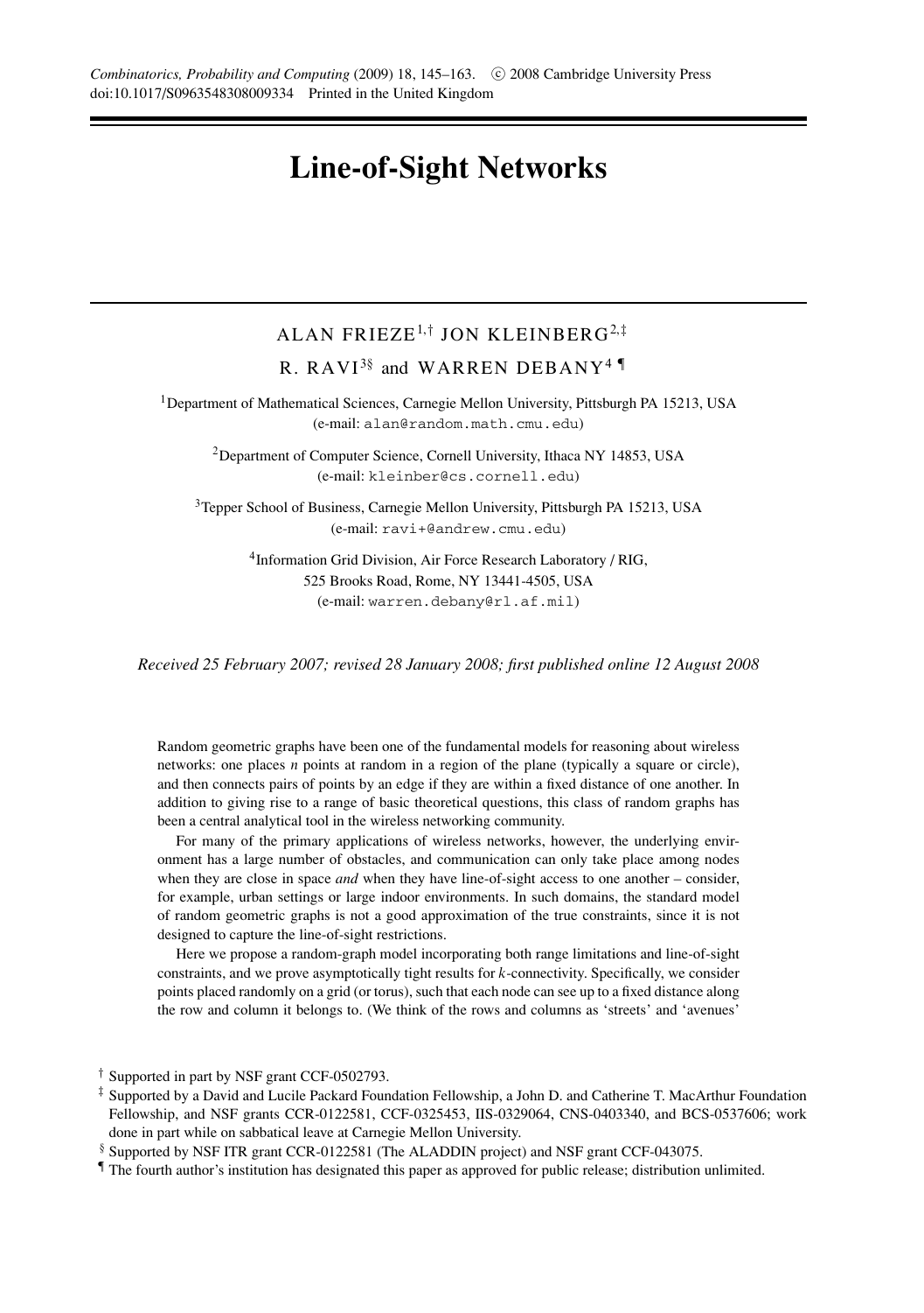# Line-of-Sight Networks

ALAN FRIEZE[1,†] JON KLEINBERG[2,‡]

R. RAVI[3§] and WARREN DEBANY[4 ¶]

[1]Department of Mathematical Sciences, Carnegie Mellon University, Pittsburgh PA 15213, USA
(e-mail: alan@random.math.cmu.edu)

[2]Department of Computer Science, Cornell University, Ithaca NY 14853, USA
(e-mail: kleinber@cs.cornell.edu)

[3]Tepper School of Business, Carnegie Mellon University, Pittsburgh PA 15213, USA
(e-mail: ravi+@andrew.cmu.edu)

[4]Information Grid Division, Air Force Research Laboratory / RIG,
525 Brooks Road, Rome, NY 13441-4505, USA
(e-mail: warren.debany@rl.af.mil)

*Received 25 February 2007; revised 28 January 2008; first published online 12 August 2008*

Random geometric graphs have been one of the fundamental models for reasoning about wireless networks: one places $n$ points at random in a region of the plane (typically a square or circle), and then connects pairs of points by an edge if they are within a fixed distance of one another. In addition to giving rise to a range of basic theoretical questions, this class of random graphs has been a central analytical tool in the wireless networking community.

For many of the primary applications of wireless networks, however, the underlying environment has a large number of obstacles, and communication can only take place among nodes when they are close in space *and* when they have line-of-sight access to one another – consider, for example, urban settings or large indoor environments. In such domains, the standard model of random geometric graphs is not a good approximation of the true constraints, since it is not designed to capture the line-of-sight restrictions.

Here we propose a random-graph model incorporating both range limitations and line-of-sight constraints, and we prove asymptotically tight results for $k$-connectivity. Specifically, we consider points placed randomly on a grid (or torus), such that each node can see up to a fixed distance along the row and column it belongs to. (We think of the rows and columns as 'streets' and 'avenues'

† Supported in part by NSF grant CCF-0502793.

‡ Supported by a David and Lucile Packard Foundation Fellowship, a John D. and Catherine T. MacArthur Foundation Fellowship, and NSF grants CCR-0122581, CCF-0325453, IIS-0329064, CNS-0403340, and BCS-0537606; work done in part while on sabbatical leave at Carnegie Mellon University.

§ Supported by NSF ITR grant CCR-0122581 (The ALADDIN project) and NSF grant CCF-043075.

¶ The fourth author's institution has designated this paper as approved for public release; distribution unlimited.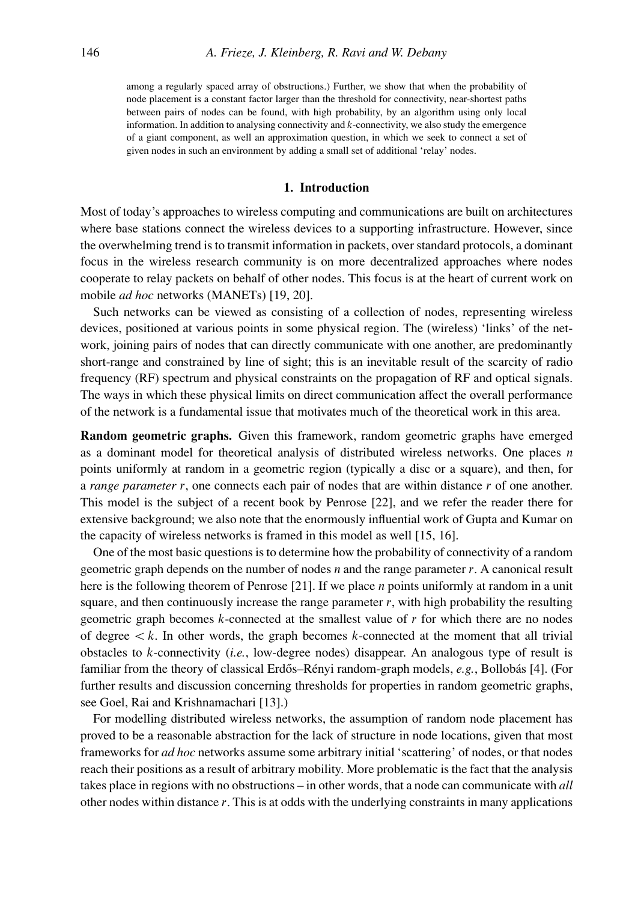among a regularly spaced array of obstructions.) Further, we show that when the probability of node placement is a constant factor larger than the threshold for connectivity, near-shortest paths between pairs of nodes can be found, with high probability, by an algorithm using only local information. In addition to analysing connectivity and $k$-connectivity, we also study the emergence of a giant component, as well an approximation question, in which we seek to connect a set of given nodes in such an environment by adding a small set of additional 'relay' nodes.

## 1. Introduction

Most of today's approaches to wireless computing and communications are built on architectures where base stations connect the wireless devices to a supporting infrastructure. However, since the overwhelming trend is to transmit information in packets, over standard protocols, a dominant focus in the wireless research community is on more decentralized approaches where nodes cooperate to relay packets on behalf of other nodes. This focus is at the heart of current work on mobile *ad hoc* networks (MANETs) [19, 20].

Such networks can be viewed as consisting of a collection of nodes, representing wireless devices, positioned at various points in some physical region. The (wireless) 'links' of the network, joining pairs of nodes that can directly communicate with one another, are predominantly short-range and constrained by line of sight; this is an inevitable result of the scarcity of radio frequency (RF) spectrum and physical constraints on the propagation of RF and optical signals. The ways in which these physical limits on direct communication affect the overall performance of the network is a fundamental issue that motivates much of the theoretical work in this area.

**Random geometric graphs.** Given this framework, random geometric graphs have emerged as a dominant model for theoretical analysis of distributed wireless networks. One places $n$ points uniformly at random in a geometric region (typically a disc or a square), and then, for a *range parameter* $r$, one connects each pair of nodes that are within distance $r$ of one another. This model is the subject of a recent book by Penrose [22], and we refer the reader there for extensive background; we also note that the enormously influential work of Gupta and Kumar on the capacity of wireless networks is framed in this model as well [15, 16].

One of the most basic questions is to determine how the probability of connectivity of a random geometric graph depends on the number of nodes $n$ and the range parameter $r$. A canonical result here is the following theorem of Penrose [21]. If we place $n$ points uniformly at random in a unit square, and then continuously increase the range parameter $r$, with high probability the resulting geometric graph becomes $k$-connected at the smallest value of $r$ for which there are no nodes of degree $< k$. In other words, the graph becomes $k$-connected at the moment that all trivial obstacles to $k$-connectivity (*i.e.*, low-degree nodes) disappear. An analogous type of result is familiar from the theory of classical Erdős–Rényi random-graph models, *e.g.*, Bollobás [4]. (For further results and discussion concerning thresholds for properties in random geometric graphs, see Goel, Rai and Krishnamachari [13].)

For modelling distributed wireless networks, the assumption of random node placement has proved to be a reasonable abstraction for the lack of structure in node locations, given that most frameworks for *ad hoc* networks assume some arbitrary initial 'scattering' of nodes, or that nodes reach their positions as a result of arbitrary mobility. More problematic is the fact that the analysis takes place in regions with no obstructions – in other words, that a node can communicate with *all* other nodes within distance $r$. This is at odds with the underlying constraints in many applications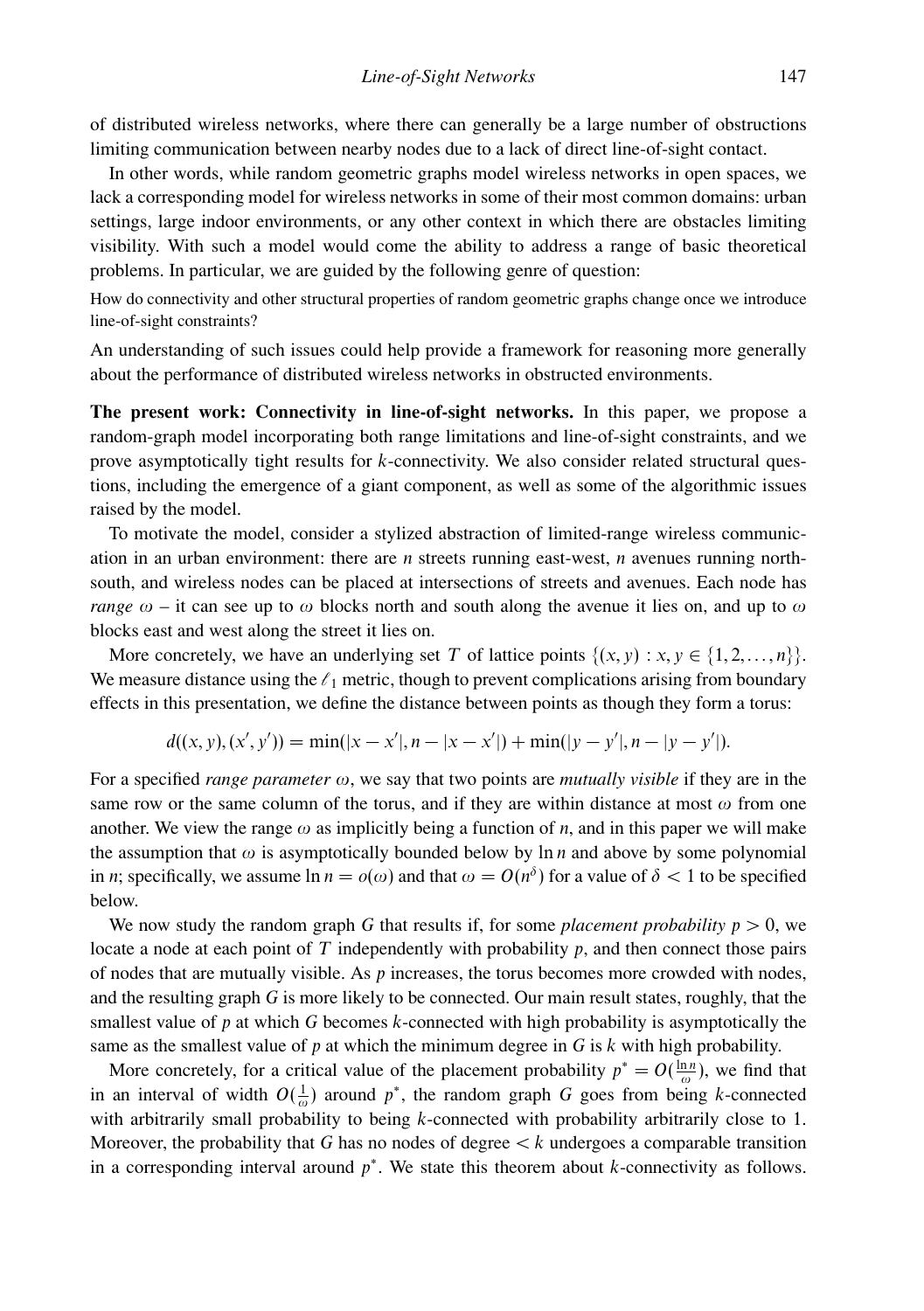of distributed wireless networks, where there can generally be a large number of obstructions limiting communication between nearby nodes due to a lack of direct line-of-sight contact.

In other words, while random geometric graphs model wireless networks in open spaces, we lack a corresponding model for wireless networks in some of their most common domains: urban settings, large indoor environments, or any other context in which there are obstacles limiting visibility. With such a model would come the ability to address a range of basic theoretical problems. In particular, we are guided by the following genre of question:

How do connectivity and other structural properties of random geometric graphs change once we introduce line-of-sight constraints?

An understanding of such issues could help provide a framework for reasoning more generally about the performance of distributed wireless networks in obstructed environments.

**The present work: Connectivity in line-of-sight networks.** In this paper, we propose a random-graph model incorporating both range limitations and line-of-sight constraints, and we prove asymptotically tight results for $k$-connectivity. We also consider related structural questions, including the emergence of a giant component, as well as some of the algorithmic issues raised by the model.

To motivate the model, consider a stylized abstraction of limited-range wireless communication in an urban environment: there are $n$ streets running east-west, $n$ avenues running north-south, and wireless nodes can be placed at intersections of streets and avenues. Each node has *range* $\omega$ – it can see up to $\omega$ blocks north and south along the avenue it lies on, and up to $\omega$ blocks east and west along the street it lies on.

More concretely, we have an underlying set $T$ of lattice points $\{(x, y) : x, y \in \{1, 2, \ldots, n\}\}$. We measure distance using the $\ell_1$ metric, though to prevent complications arising from boundary effects in this presentation, we define the distance between points as though they form a torus:

$$d((x, y), (x', y')) = \min(|x - x'|, n - |x - x'|) + \min(|y - y'|, n - |y - y'|).$$

For a specified *range parameter* $\omega$, we say that two points are *mutually visible* if they are in the same row or the same column of the torus, and if they are within distance at most $\omega$ from one another. We view the range $\omega$ as implicitly being a function of $n$, and in this paper we will make the assumption that $\omega$ is asymptotically bounded below by $\ln n$ and above by some polynomial in $n$; specifically, we assume $\ln n = o(\omega)$ and that $\omega = O(n^{\delta})$ for a value of $\delta < 1$ to be specified below.

We now study the random graph $G$ that results if, for some *placement probability* $p > 0$, we locate a node at each point of $T$ independently with probability $p$, and then connect those pairs of nodes that are mutually visible. As $p$ increases, the torus becomes more crowded with nodes, and the resulting graph $G$ is more likely to be connected. Our main result states, roughly, that the smallest value of $p$ at which $G$ becomes $k$-connected with high probability is asymptotically the same as the smallest value of $p$ at which the minimum degree in $G$ is $k$ with high probability.

More concretely, for a critical value of the placement probability $p^* = O(\frac{\ln n}{\omega})$, we find that in an interval of width $O(\frac{1}{\omega})$ around $p^*$, the random graph $G$ goes from being $k$-connected with arbitrarily small probability to being $k$-connected with probability arbitrarily close to 1. Moreover, the probability that $G$ has no nodes of degree $< k$ undergoes a comparable transition in a corresponding interval around $p^*$. We state this theorem about $k$-connectivity as follows.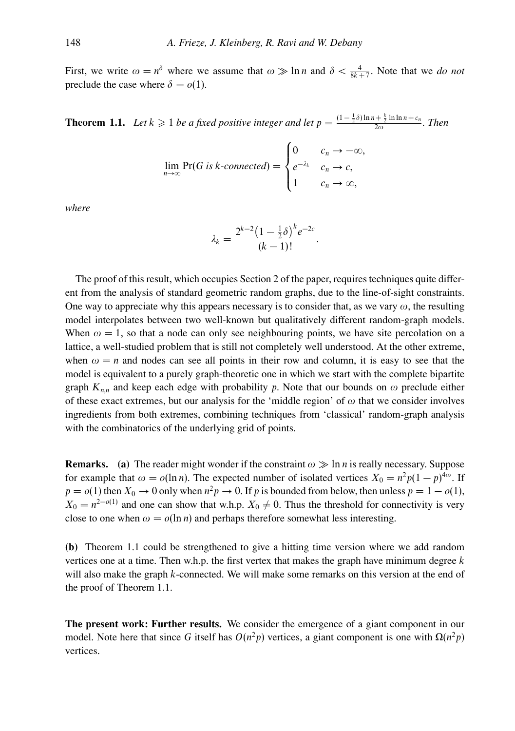First, we write $\omega = n^{\delta}$ where we assume that $\omega \gg \ln n$ and $\delta < \frac{4}{8k+7}$. Note that we *do not* preclude the case where $\delta = o(1)$.

**Theorem 1.1.** *Let $k \geqslant 1$ be a fixed positive integer and let $p = \frac{(1-\frac{1}{2}\delta)\ln n + \frac{k}{2}\ln\ln n + c_n}{2\omega}$. Then*

$$\lim_{n\to\infty} \Pr(G \text{ is } k\text{-connected}) = \begin{cases} 0 & c_n \to -\infty, \\ e^{-\lambda_k} & c_n \to c, \\ 1 & c_n \to \infty, \end{cases}$$

*where*

$$\lambda_k = \frac{2^{k-2}\left(1-\frac{1}{2}\delta\right)^k e^{-2c}}{(k-1)!}.$$

The proof of this result, which occupies Section 2 of the paper, requires techniques quite different from the analysis of standard geometric random graphs, due to the line-of-sight constraints. One way to appreciate why this appears necessary is to consider that, as we vary $\omega$, the resulting model interpolates between two well-known but qualitatively different random-graph models. When $\omega = 1$, so that a node can only see neighbouring points, we have site percolation on a lattice, a well-studied problem that is still not completely well understood. At the other extreme, when $\omega = n$ and nodes can see all points in their row and column, it is easy to see that the model is equivalent to a purely graph-theoretic one in which we start with the complete bipartite graph $K_{n,n}$ and keep each edge with probability $p$. Note that our bounds on $\omega$ preclude either of these exact extremes, but our analysis for the 'middle region' of $\omega$ that we consider involves ingredients from both extremes, combining techniques from 'classical' random-graph analysis with the combinatorics of the underlying grid of points.

**Remarks.** **(a)** The reader might wonder if the constraint $\omega \gg \ln n$ is really necessary. Suppose for example that $\omega = o(\ln n)$. The expected number of isolated vertices $X_0 = n^2 p(1-p)^{4\omega}$. If $p = o(1)$ then $X_0 \to 0$ only when $n^2 p \to 0$. If $p$ is bounded from below, then unless $p = 1 - o(1)$, $X_0 = n^{2-o(1)}$ and one can show that w.h.p. $X_0 \neq 0$. Thus the threshold for connectivity is very close to one when $\omega = o(\ln n)$ and perhaps therefore somewhat less interesting.

**(b)** Theorem 1.1 could be strengthened to give a hitting time version where we add random vertices one at a time. Then w.h.p. the first vertex that makes the graph have minimum degree $k$ will also make the graph $k$-connected. We will make some remarks on this version at the end of the proof of Theorem 1.1.

**The present work: Further results.** We consider the emergence of a giant component in our model. Note here that since $G$ itself has $O(n^2 p)$ vertices, a giant component is one with $\Omega(n^2 p)$ vertices.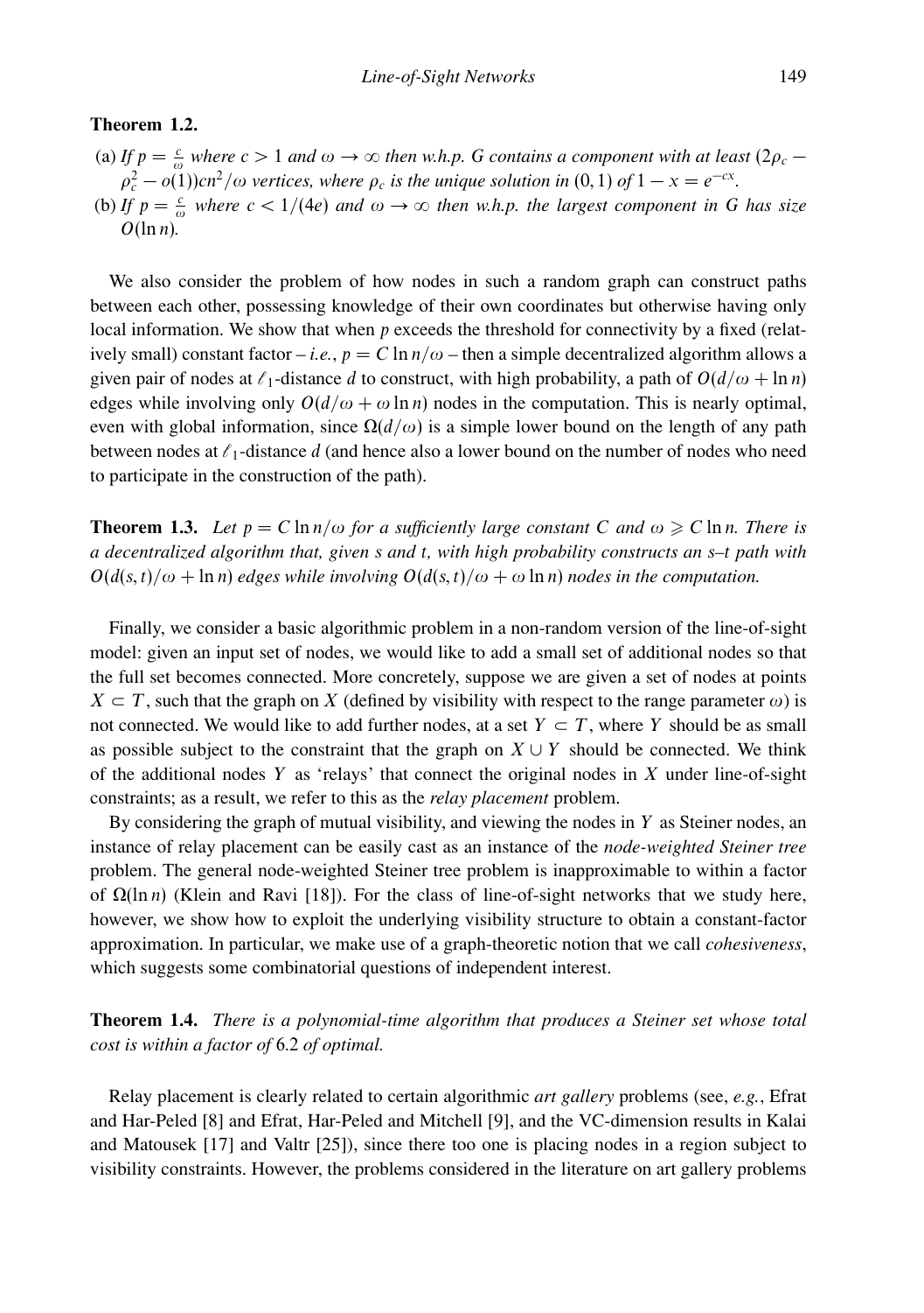**Theorem 1.2.**

(a) *If $p = \frac{c}{\omega}$ where $c > 1$ and $\omega \to \infty$ then w.h.p. G contains a component with at least $(2\rho_c - \rho_c^2 - o(1))cn^2/\omega$ vertices, where $\rho_c$ is the unique solution in $(0, 1)$ of $1 - x = e^{-cx}$.*

(b) *If $p = \frac{c}{\omega}$ where $c < 1/(4e)$ and $\omega \to \infty$ then w.h.p. the largest component in G has size $O(\ln n)$.*

We also consider the problem of how nodes in such a random graph can construct paths between each other, possessing knowledge of their own coordinates but otherwise having only local information. We show that when $p$ exceeds the threshold for connectivity by a fixed (relatively small) constant factor – *i.e.*, $p = C \ln n/\omega$ – then a simple decentralized algorithm allows a given pair of nodes at $\ell_1$-distance $d$ to construct, with high probability, a path of $O(d/\omega + \ln n)$ edges while involving only $O(d/\omega + \omega \ln n)$ nodes in the computation. This is nearly optimal, even with global information, since $\Omega(d/\omega)$ is a simple lower bound on the length of any path between nodes at $\ell_1$-distance $d$ (and hence also a lower bound on the number of nodes who need to participate in the construction of the path).

**Theorem 1.3.** *Let $p = C \ln n/\omega$ for a sufficiently large constant $C$ and $\omega \geqslant C \ln n$. There is a decentralized algorithm that, given s and t, with high probability constructs an s–t path with $O(d(s,t)/\omega + \ln n)$ edges while involving $O(d(s,t)/\omega + \omega \ln n)$ nodes in the computation.*

Finally, we consider a basic algorithmic problem in a non-random version of the line-of-sight model: given an input set of nodes, we would like to add a small set of additional nodes so that the full set becomes connected. More concretely, suppose we are given a set of nodes at points $X \subset T$, such that the graph on $X$ (defined by visibility with respect to the range parameter $\omega$) is not connected. We would like to add further nodes, at a set $Y \subset T$, where $Y$ should be as small as possible subject to the constraint that the graph on $X \cup Y$ should be connected. We think of the additional nodes $Y$ as 'relays' that connect the original nodes in $X$ under line-of-sight constraints; as a result, we refer to this as the *relay placement* problem.

By considering the graph of mutual visibility, and viewing the nodes in $Y$ as Steiner nodes, an instance of relay placement can be easily cast as an instance of the *node-weighted Steiner tree* problem. The general node-weighted Steiner tree problem is inapproximable to within a factor of $\Omega(\ln n)$ (Klein and Ravi [18]). For the class of line-of-sight networks that we study here, however, we show how to exploit the underlying visibility structure to obtain a constant-factor approximation. In particular, we make use of a graph-theoretic notion that we call *cohesiveness*, which suggests some combinatorial questions of independent interest.

**Theorem 1.4.** *There is a polynomial-time algorithm that produces a Steiner set whose total cost is within a factor of 6.2 of optimal.*

Relay placement is clearly related to certain algorithmic *art gallery* problems (see, *e.g.*, Efrat and Har-Peled [8] and Efrat, Har-Peled and Mitchell [9], and the VC-dimension results in Kalai and Matousek [17] and Valtr [25]), since there too one is placing nodes in a region subject to visibility constraints. However, the problems considered in the literature on art gallery problems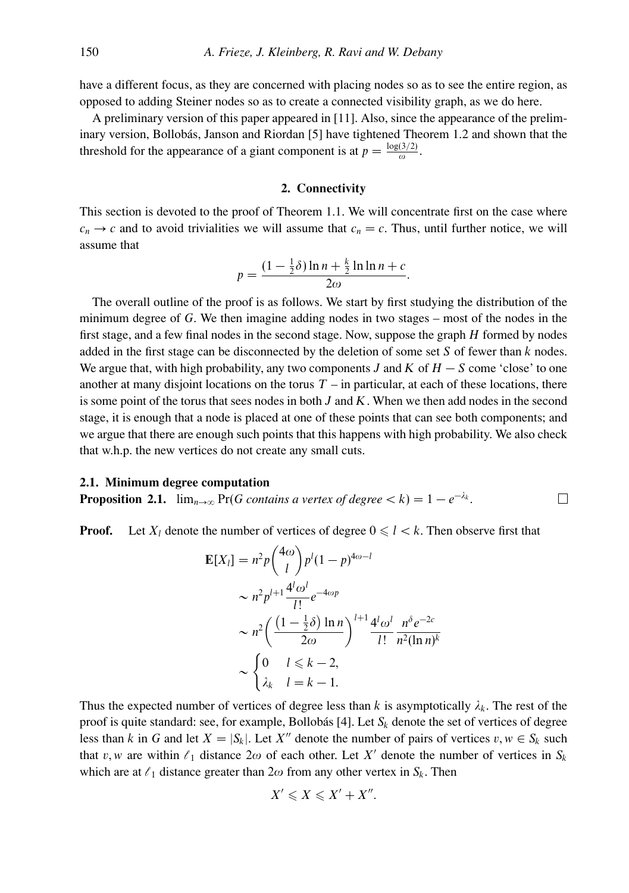have a different focus, as they are concerned with placing nodes so as to see the entire region, as opposed to adding Steiner nodes so as to create a connected visibility graph, as we do here.

A preliminary version of this paper appeared in [11]. Also, since the appearance of the preliminary version, Bollobás, Janson and Riordan [5] have tightened Theorem 1.2 and shown that the threshold for the appearance of a giant component is at $p = \frac{\log(3/2)}{\omega}$.

## 2. Connectivity

This section is devoted to the proof of Theorem 1.1. We will concentrate first on the case where $c_n \to c$ and to avoid trivialities we will assume that $c_n = c$. Thus, until further notice, we will assume that

$$p = \frac{(1 - \frac{1}{2}\delta)\ln n + \frac{k}{2}\ln\ln n + c}{2\omega}.$$

The overall outline of the proof is as follows. We start by first studying the distribution of the minimum degree of $G$. We then imagine adding nodes in two stages – most of the nodes in the first stage, and a few final nodes in the second stage. Now, suppose the graph $H$ formed by nodes added in the first stage can be disconnected by the deletion of some set $S$ of fewer than $k$ nodes. We argue that, with high probability, any two components $J$ and $K$ of $H - S$ come 'close' to one another at many disjoint locations on the torus $T$ – in particular, at each of these locations, there is some point of the torus that sees nodes in both $J$ and $K$. When we then add nodes in the second stage, it is enough that a node is placed at one of these points that can see both components; and we argue that there are enough such points that this happens with high probability. We also check that w.h.p. the new vertices do not create any small cuts.

### 2.1. Minimum degree computation

**Proposition 2.1.** $\lim_{n\to\infty} \Pr(G \textit{ contains a vertex of degree} < k) = 1 - e^{-\lambda_k}$. □

**Proof.** Let $X_l$ denote the number of vertices of degree $0 \leqslant l < k$. Then observe first that

$$\begin{aligned}
\mathbf{E}[X_l] &= n^2 p \binom{4\omega}{l} p^l (1-p)^{4\omega - l} \\
&\sim n^2 p^{l+1} \frac{4^l \omega^l}{l!} e^{-4\omega p} \\
&\sim n^2 \left( \frac{\left(1 - \frac{1}{2}\delta\right)\ln n}{2\omega} \right)^{l+1} \frac{4^l \omega^l}{l!} \frac{n^\delta e^{-2c}}{n^2 (\ln n)^k} \\
&\sim \begin{cases} 0 & l \leqslant k-2, \\ \lambda_k & l = k-1. \end{cases}
\end{aligned}$$

Thus the expected number of vertices of degree less than $k$ is asymptotically $\lambda_k$. The rest of the proof is quite standard: see, for example, Bollobás [4]. Let $S_k$ denote the set of vertices of degree less than $k$ in $G$ and let $X = |S_k|$. Let $X''$ denote the number of pairs of vertices $v, w \in S_k$ such that $v, w$ are within $\ell_1$ distance $2\omega$ of each other. Let $X'$ denote the number of vertices in $S_k$ which are at $\ell_1$ distance greater than $2\omega$ from any other vertex in $S_k$. Then

$$X' \leqslant X \leqslant X' + X''.$$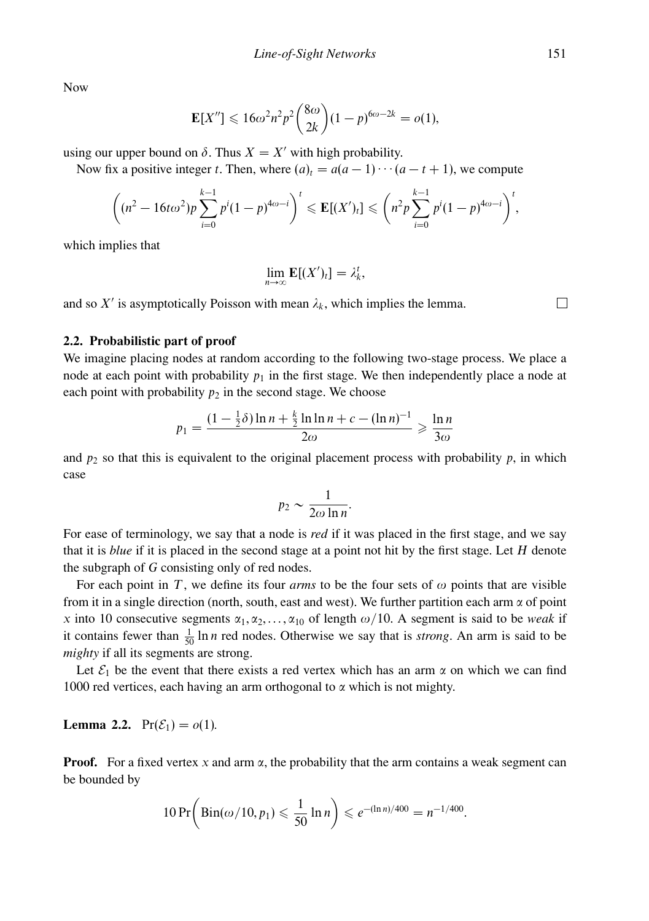Now

$$\mathbf{E}[X''] \leqslant 16\omega^2 n^2 p^2 \binom{8\omega}{2k}(1-p)^{6\omega-2k} = o(1),$$

using our upper bound on $\delta$. Thus $X = X'$ with high probability.

Now fix a positive integer $t$. Then, where $(a)_t = a(a-1)\cdots(a-t+1)$, we compute

$$\left((n^2 - 16t\omega^2)p\sum_{i=0}^{k-1} p^i(1-p)^{4\omega-i}\right)^t \leqslant \mathbf{E}[(X')_t] \leqslant \left(n^2 p \sum_{i=0}^{k-1} p^i(1-p)^{4\omega-i}\right)^t,$$

which implies that

$$\lim_{n\to\infty} \mathbf{E}[(X')_t] = \lambda_k^t,$$

and so $X'$ is asymptotically Poisson with mean $\lambda_k$, which implies the lemma. □

### 2.2. Probabilistic part of proof

We imagine placing nodes at random according to the following two-stage process. We place a node at each point with probability $p_1$ in the first stage. We then independently place a node at each point with probability $p_2$ in the second stage. We choose

$$p_1 = \frac{(1-\frac{1}{2}\delta)\ln n + \frac{k}{2}\ln\ln n + c - (\ln n)^{-1}}{2\omega} \geqslant \frac{\ln n}{3\omega}$$

and $p_2$ so that this is equivalent to the original placement process with probability $p$, in which case

$$p_2 \sim \frac{1}{2\omega \ln n}.$$

For ease of terminology, we say that a node is *red* if it was placed in the first stage, and we say that it is *blue* if it is placed in the second stage at a point not hit by the first stage. Let $H$ denote the subgraph of $G$ consisting only of red nodes.

For each point in $T$, we define its four *arms* to be the four sets of $\omega$ points that are visible from it in a single direction (north, south, east and west). We further partition each arm $\alpha$ of point $x$ into 10 consecutive segments $\alpha_1, \alpha_2, \ldots, \alpha_{10}$ of length $\omega/10$. A segment is said to be *weak* if it contains fewer than $\frac{1}{50}\ln n$ red nodes. Otherwise we say that is *strong*. An arm is said to be *mighty* if all its segments are strong.

Let $\mathcal{E}_1$ be the event that there exists a red vertex which has an arm $\alpha$ on which we can find 1000 red vertices, each having an arm orthogonal to $\alpha$ which is not mighty.

**Lemma 2.2.** $\Pr(\mathcal{E}_1) = o(1)$.

**Proof.** For a fixed vertex $x$ and arm $\alpha$, the probability that the arm contains a weak segment can be bounded by

$$10\Pr\left(\mathrm{Bin}(\omega/10, p_1) \leqslant \frac{1}{50}\ln n\right) \leqslant e^{-(\ln n)/400} = n^{-1/400}.$$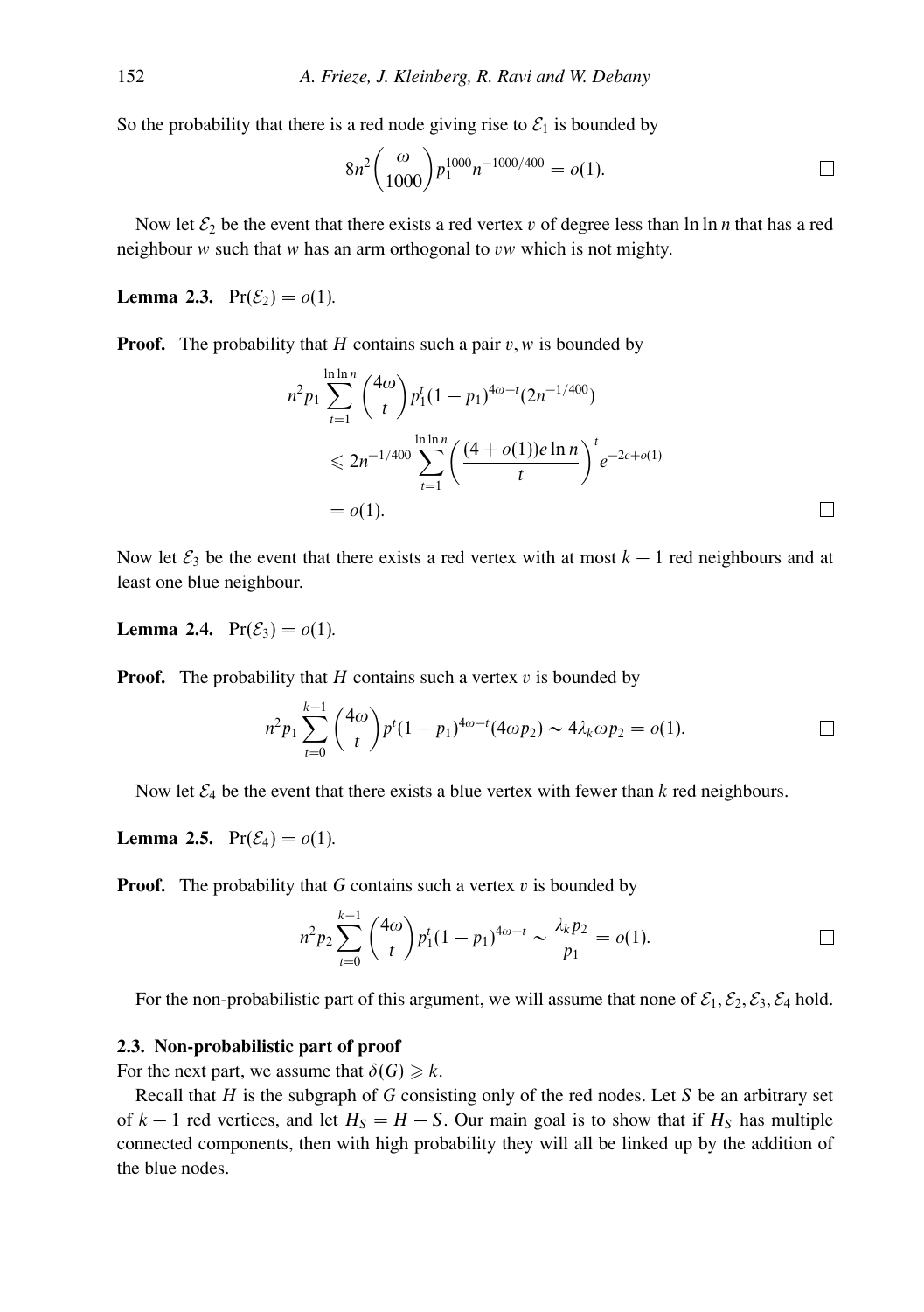So the probability that there is a red node giving rise to $\mathcal{E}_1$ is bounded by

$$8n^2\binom{\omega}{1000}p_1^{1000}n^{-1000/400} = o(1). \qquad \square$$

Now let $\mathcal{E}_2$ be the event that there exists a red vertex $v$ of degree less than $\ln\ln n$ that has a red neighbour $w$ such that $w$ has an arm orthogonal to $vw$ which is not mighty.

**Lemma 2.3.** $\Pr(\mathcal{E}_2) = o(1)$.

**Proof.** The probability that $H$ contains such a pair $v, w$ is bounded by

$$\begin{aligned} n^2 p_1 \sum_{t=1}^{\ln\ln n}\binom{4\omega}{t}p_1^t(1-p_1)^{4\omega-t}(2n^{-1/400}) \\ \leqslant 2n^{-1/400}\sum_{t=1}^{\ln\ln n}\left(\frac{(4+o(1))e\ln n}{t}\right)^t e^{-2c+o(1)} \\ = o(1). \end{aligned} \qquad \square$$

Now let $\mathcal{E}_3$ be the event that there exists a red vertex with at most $k-1$ red neighbours and at least one blue neighbour.

**Lemma 2.4.** $\Pr(\mathcal{E}_3) = o(1)$.

**Proof.** The probability that $H$ contains such a vertex $v$ is bounded by

$$n^2 p_1 \sum_{t=0}^{k-1}\binom{4\omega}{t}p^t(1-p_1)^{4\omega-t}(4\omega p_2) \sim 4\lambda_k\omega p_2 = o(1). \qquad \square$$

Now let $\mathcal{E}_4$ be the event that there exists a blue vertex with fewer than $k$ red neighbours.

**Lemma 2.5.** $\Pr(\mathcal{E}_4) = o(1)$.

**Proof.** The probability that $G$ contains such a vertex $v$ is bounded by

$$n^2 p_2 \sum_{t=0}^{k-1}\binom{4\omega}{t}p_1^t(1-p_1)^{4\omega-t} \sim \frac{\lambda_k p_2}{p_1} = o(1). \qquad \square$$

For the non-probabilistic part of this argument, we will assume that none of $\mathcal{E}_1, \mathcal{E}_2, \mathcal{E}_3, \mathcal{E}_4$ hold.

### 2.3. Non-probabilistic part of proof

For the next part, we assume that $\delta(G) \geqslant k$.

Recall that $H$ is the subgraph of $G$ consisting only of the red nodes. Let $S$ be an arbitrary set of $k-1$ red vertices, and let $H_S = H - S$. Our main goal is to show that if $H_S$ has multiple connected components, then with high probability they will all be linked up by the addition of the blue nodes.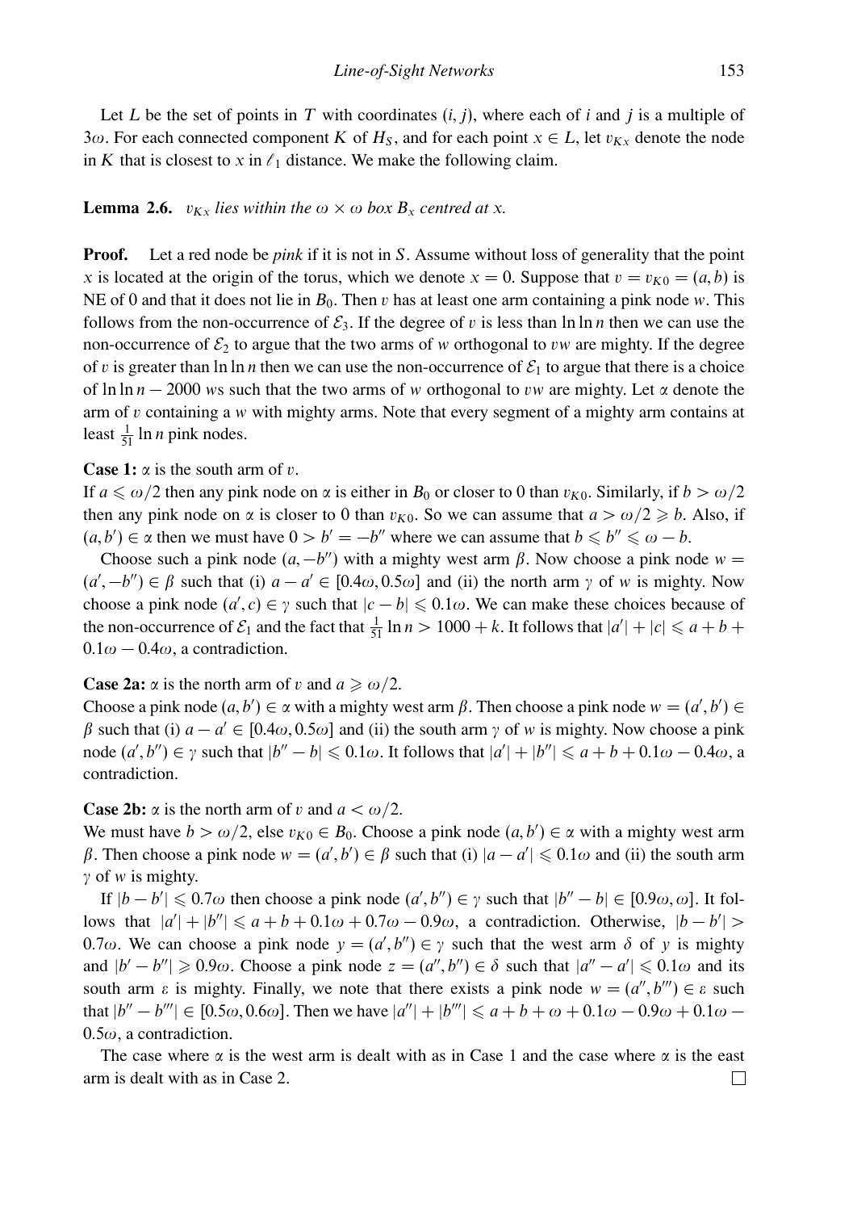Let $L$ be the set of points in $T$ with coordinates $(i, j)$, where each of $i$ and $j$ is a multiple of $3\omega$. For each connected component $K$ of $H_S$, and for each point $x \in L$, let $v_{Kx}$ denote the node in $K$ that is closest to $x$ in $\ell_1$ distance. We make the following claim.

**Lemma 2.6.** *$v_{Kx}$ lies within the $\omega \times \omega$ box $B_x$ centred at $x$.*

**Proof.** Let a red node be *pink* if it is not in $S$. Assume without loss of generality that the point $x$ is located at the origin of the torus, which we denote $x = 0$. Suppose that $v = v_{K0} = (a, b)$ is NE of 0 and that it does not lie in $B_0$. Then $v$ has at least one arm containing a pink node $w$. This follows from the non-occurrence of $\mathcal{E}_3$. If the degree of $v$ is less than $\ln \ln n$ then we can use the non-occurrence of $\mathcal{E}_2$ to argue that the two arms of $w$ orthogonal to $vw$ are mighty. If the degree of $v$ is greater than $\ln \ln n$ then we can use the non-occurrence of $\mathcal{E}_1$ to argue that there is a choice of $\ln \ln n - 2000$ $w$s such that the two arms of $w$ orthogonal to $vw$ are mighty. Let $\alpha$ denote the arm of $v$ containing a $w$ with mighty arms. Note that every segment of a mighty arm contains at least $\frac{1}{51} \ln n$ pink nodes.

**Case 1:** $\alpha$ is the south arm of $v$.

If $a \leqslant \omega/2$ then any pink node on $\alpha$ is either in $B_0$ or closer to 0 than $v_{K0}$. Similarly, if $b > \omega/2$ then any pink node on $\alpha$ is closer to 0 than $v_{K0}$. So we can assume that $a > \omega/2 \geqslant b$. Also, if $(a, b') \in \alpha$ then we must have $0 > b' = -b''$ where we can assume that $b \leqslant b'' \leqslant \omega - b$.

Choose such a pink node $(a, -b'')$ with a mighty west arm $\beta$. Now choose a pink node $w = (a', -b'') \in \beta$ such that (i) $a - a' \in [0.4\omega, 0.5\omega]$ and (ii) the north arm $\gamma$ of $w$ is mighty. Now choose a pink node $(a', c) \in \gamma$ such that $|c - b| \leqslant 0.1\omega$. We can make these choices because of the non-occurrence of $\mathcal{E}_1$ and the fact that $\frac{1}{51} \ln n > 1000 + k$. It follows that $|a'| + |c| \leqslant a + b + 0.1\omega - 0.4\omega$, a contradiction.

**Case 2a:** $\alpha$ is the north arm of $v$ and $a \geqslant \omega/2$.

Choose a pink node $(a, b') \in \alpha$ with a mighty west arm $\beta$. Then choose a pink node $w = (a', b') \in \beta$ such that (i) $a - a' \in [0.4\omega, 0.5\omega]$ and (ii) the south arm $\gamma$ of $w$ is mighty. Now choose a pink node $(a', b'') \in \gamma$ such that $|b'' - b| \leqslant 0.1\omega$. It follows that $|a'| + |b''| \leqslant a + b + 0.1\omega - 0.4\omega$, a contradiction.

**Case 2b:** $\alpha$ is the north arm of $v$ and $a < \omega/2$.

We must have $b > \omega/2$, else $v_{K0} \in B_0$. Choose a pink node $(a, b') \in \alpha$ with a mighty west arm $\beta$. Then choose a pink node $w = (a', b') \in \beta$ such that (i) $|a - a'| \leqslant 0.1\omega$ and (ii) the south arm $\gamma$ of $w$ is mighty.

If $|b - b'| \leqslant 0.7\omega$ then choose a pink node $(a', b'') \in \gamma$ such that $|b'' - b| \in [0.9\omega, \omega]$. It follows that $|a'| + |b''| \leqslant a + b + 0.1\omega + 0.7\omega - 0.9\omega$, a contradiction. Otherwise, $|b - b'| > 0.7\omega$. We can choose a pink node $y = (a', b'') \in \gamma$ such that the west arm $\delta$ of $y$ is mighty and $|b' - b''| \geqslant 0.9\omega$. Choose a pink node $z = (a'', b'') \in \delta$ such that $|a'' - a'| \leqslant 0.1\omega$ and its south arm $\varepsilon$ is mighty. Finally, we note that there exists a pink node $w = (a'', b''') \in \varepsilon$ such that $|b'' - b'''| \in [0.5\omega, 0.6\omega]$. Then we have $|a''| + |b'''| \leqslant a + b + \omega + 0.1\omega - 0.9\omega + 0.1\omega - 0.5\omega$, a contradiction.

The case where $\alpha$ is the west arm is dealt with as in Case 1 and the case where $\alpha$ is the east arm is dealt with as in Case 2. □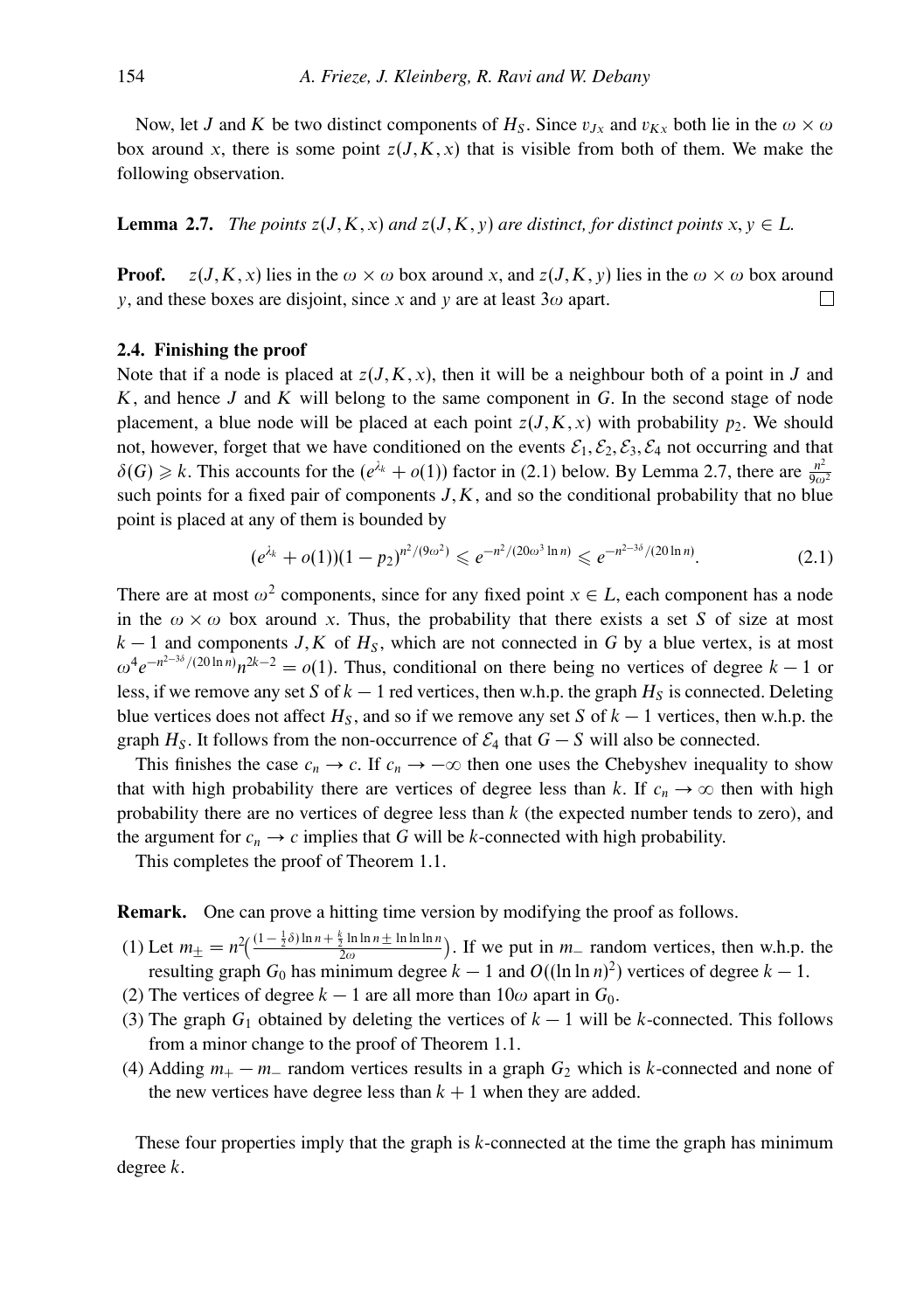Now, let $J$ and $K$ be two distinct components of $H_S$. Since $v_{Jx}$ and $v_{Kx}$ both lie in the $\omega \times \omega$ box around $x$, there is some point $z(J, K, x)$ that is visible from both of them. We make the following observation.

**Lemma 2.7.** *The points $z(J, K, x)$ and $z(J, K, y)$ are distinct, for distinct points $x, y \in L$.*

**Proof.** $z(J, K, x)$ lies in the $\omega \times \omega$ box around $x$, and $z(J, K, y)$ lies in the $\omega \times \omega$ box around $y$, and these boxes are disjoint, since $x$ and $y$ are at least $3\omega$ apart. □

### 2.4. Finishing the proof

Note that if a node is placed at $z(J, K, x)$, then it will be a neighbour both of a point in $J$ and $K$, and hence $J$ and $K$ will belong to the same component in $G$. In the second stage of node placement, a blue node will be placed at each point $z(J, K, x)$ with probability $p_2$. We should not, however, forget that we have conditioned on the events $\mathcal{E}_1, \mathcal{E}_2, \mathcal{E}_3, \mathcal{E}_4$ not occurring and that $\delta(G) \geqslant k$. This accounts for the $(e^{\lambda_k} + o(1))$ factor in (2.1) below. By Lemma 2.7, there are $\frac{n^2}{9\omega^2}$ such points for a fixed pair of components $J, K$, and so the conditional probability that no blue point is placed at any of them is bounded by

$$(e^{\lambda_k} + o(1))(1 - p_2)^{n^2/(9\omega^2)} \leqslant e^{-n^2/(20\omega^3 \ln n)} \leqslant e^{-n^{2-3\delta}/(20 \ln n)}. \tag{2.1}$$

There are at most $\omega^2$ components, since for any fixed point $x \in L$, each component has a node in the $\omega \times \omega$ box around $x$. Thus, the probability that there exists a set $S$ of size at most $k - 1$ and components $J, K$ of $H_S$, which are not connected in $G$ by a blue vertex, is at most $\omega^4 e^{-n^{2-3\delta}/(20 \ln n)} n^{2k-2} = o(1)$. Thus, conditional on there being no vertices of degree $k - 1$ or less, if we remove any set $S$ of $k - 1$ red vertices, then w.h.p. the graph $H_S$ is connected. Deleting blue vertices does not affect $H_S$, and so if we remove any set $S$ of $k - 1$ vertices, then w.h.p. the graph $H_S$. It follows from the non-occurrence of $\mathcal{E}_4$ that $G - S$ will also be connected.

This finishes the case $c_n \to c$. If $c_n \to -\infty$ then one uses the Chebyshev inequality to show that with high probability there are vertices of degree less than $k$. If $c_n \to \infty$ then with high probability there are no vertices of degree less than $k$ (the expected number tends to zero), and the argument for $c_n \to c$ implies that $G$ will be $k$-connected with high probability.

This completes the proof of Theorem 1.1.

**Remark.** One can prove a hitting time version by modifying the proof as follows.

(1) Let $m_\pm = n^2 \left( \frac{(1 - \frac{1}{2}\delta) \ln n + \frac{k}{2} \ln \ln n \pm \ln \ln \ln n}{2\omega} \right)$. If we put in $m_-$ random vertices, then w.h.p. the resulting graph $G_0$ has minimum degree $k - 1$ and $O((\ln \ln n)^2)$ vertices of degree $k - 1$.

(2) The vertices of degree $k - 1$ are all more than $10\omega$ apart in $G_0$.

(3) The graph $G_1$ obtained by deleting the vertices of $k - 1$ will be $k$-connected. This follows from a minor change to the proof of Theorem 1.1.

(4) Adding $m_+ - m_-$ random vertices results in a graph $G_2$ which is $k$-connected and none of the new vertices have degree less than $k + 1$ when they are added.

These four properties imply that the graph is $k$-connected at the time the graph has minimum degree $k$.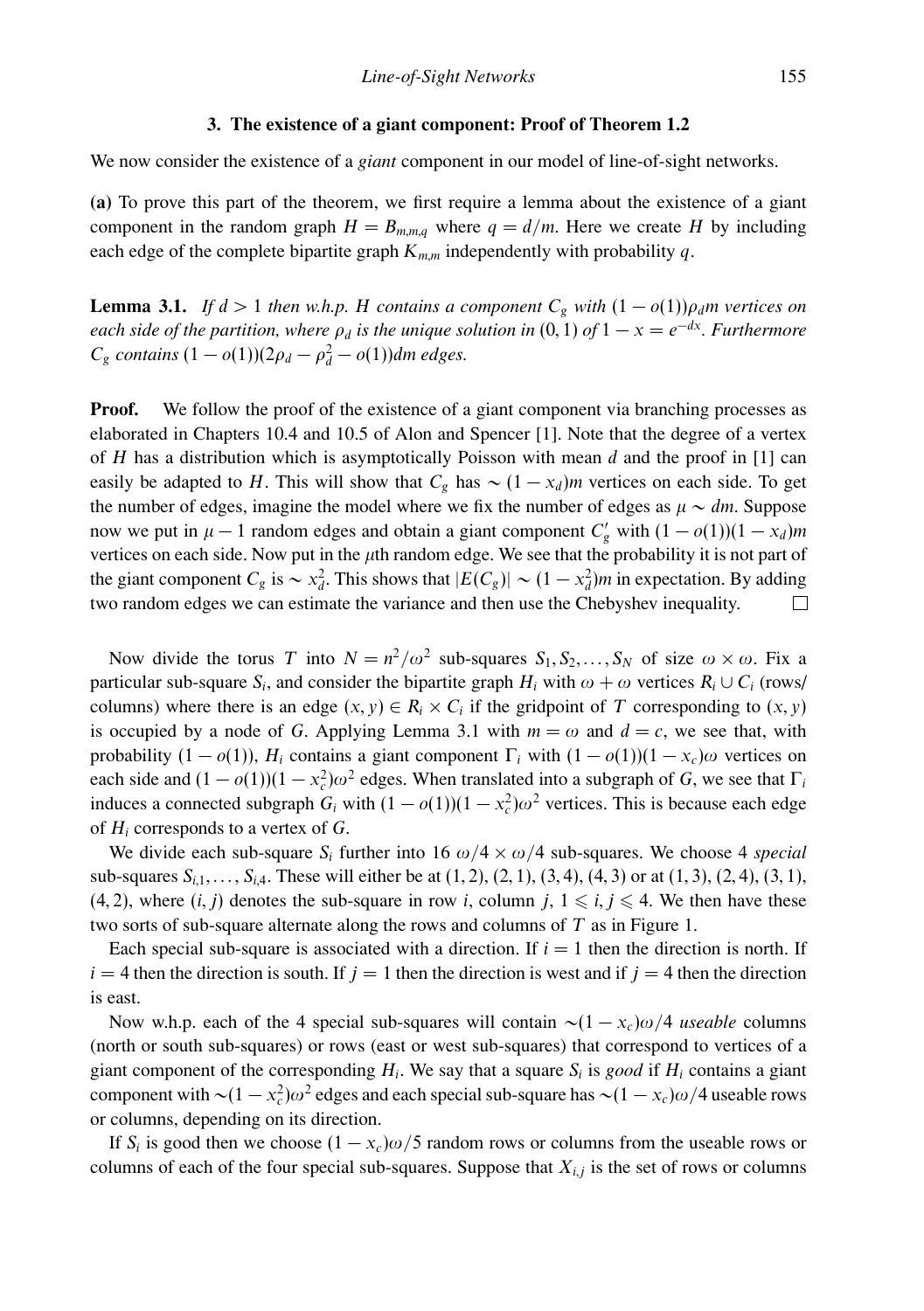## 3. The existence of a giant component: Proof of Theorem 1.2

We now consider the existence of a *giant* component in our model of line-of-sight networks.

**(a)** To prove this part of the theorem, we first require a lemma about the existence of a giant component in the random graph $H = B_{m,m,q}$ where $q = d/m$. Here we create $H$ by including each edge of the complete bipartite graph $K_{m,m}$ independently with probability $q$.

**Lemma 3.1.** *If $d > 1$ then w.h.p. $H$ contains a component $C_g$ with $(1 - o(1))\rho_d m$ vertices on each side of the partition, where $\rho_d$ is the unique solution in $(0, 1)$ of $1 - x = e^{-dx}$. Furthermore $C_g$ contains $(1 - o(1))(2\rho_d - \rho_d^2 - o(1))dm$ edges.*

**Proof.** We follow the proof of the existence of a giant component via branching processes as elaborated in Chapters 10.4 and 10.5 of Alon and Spencer [1]. Note that the degree of a vertex of $H$ has a distribution which is asymptotically Poisson with mean $d$ and the proof in [1] can easily be adapted to $H$. This will show that $C_g$ has $\sim (1 - x_d)m$ vertices on each side. To get the number of edges, imagine the model where we fix the number of edges as $\mu \sim dm$. Suppose now we put in $\mu - 1$ random edges and obtain a giant component $C_g'$ with $(1 - o(1))(1 - x_d)m$ vertices on each side. Now put in the $\mu$th random edge. We see that the probability it is not part of the giant component $C_g$ is $\sim x_d^2$. This shows that $|E(C_g)| \sim (1 - x_d^2)m$ in expectation. By adding two random edges we can estimate the variance and then use the Chebyshev inequality. $\square$

Now divide the torus $T$ into $N = n^2/\omega^2$ sub-squares $S_1, S_2, \ldots, S_N$ of size $\omega \times \omega$. Fix a particular sub-square $S_i$, and consider the bipartite graph $H_i$ with $\omega + \omega$ vertices $R_i \cup C_i$ (rows/columns) where there is an edge $(x, y) \in R_i \times C_i$ if the gridpoint of $T$ corresponding to $(x, y)$ is occupied by a node of $G$. Applying Lemma 3.1 with $m = \omega$ and $d = c$, we see that, with probability $(1 - o(1))$, $H_i$ contains a giant component $\Gamma_i$ with $(1 - o(1))(1 - x_c)\omega$ vertices on each side and $(1 - o(1))(1 - x_c^2)\omega^2$ edges. When translated into a subgraph of $G$, we see that $\Gamma_i$ induces a connected subgraph $G_i$ with $(1 - o(1))(1 - x_c^2)\omega^2$ vertices. This is because each edge of $H_i$ corresponds to a vertex of $G$.

We divide each sub-square $S_i$ further into 16 $\omega/4 \times \omega/4$ sub-squares. We choose 4 *special* sub-squares $S_{i,1}, \ldots, S_{i,4}$. These will either be at $(1, 2), (2, 1), (3, 4), (4, 3)$ or at $(1, 3), (2, 4), (3, 1), (4, 2)$, where $(i, j)$ denotes the sub-square in row $i$, column $j$, $1 \leqslant i, j \leqslant 4$. We then have these two sorts of sub-square alternate along the rows and columns of $T$ as in Figure 1.

Each special sub-square is associated with a direction. If $i = 1$ then the direction is north. If $i = 4$ then the direction is south. If $j = 1$ then the direction is west and if $j = 4$ then the direction is east.

Now w.h.p. each of the 4 special sub-squares will contain $\sim(1 - x_c)\omega/4$ *useable* columns (north or south sub-squares) or rows (east or west sub-squares) that correspond to vertices of a giant component of the corresponding $H_i$. We say that a square $S_i$ is *good* if $H_i$ contains a giant component with $\sim(1 - x_c^2)\omega^2$ edges and each special sub-square has $\sim(1 - x_c)\omega/4$ useable rows or columns, depending on its direction.

If $S_i$ is good then we choose $(1 - x_c)\omega/5$ random rows or columns from the useable rows or columns of each of the four special sub-squares. Suppose that $X_{i,j}$ is the set of rows or columns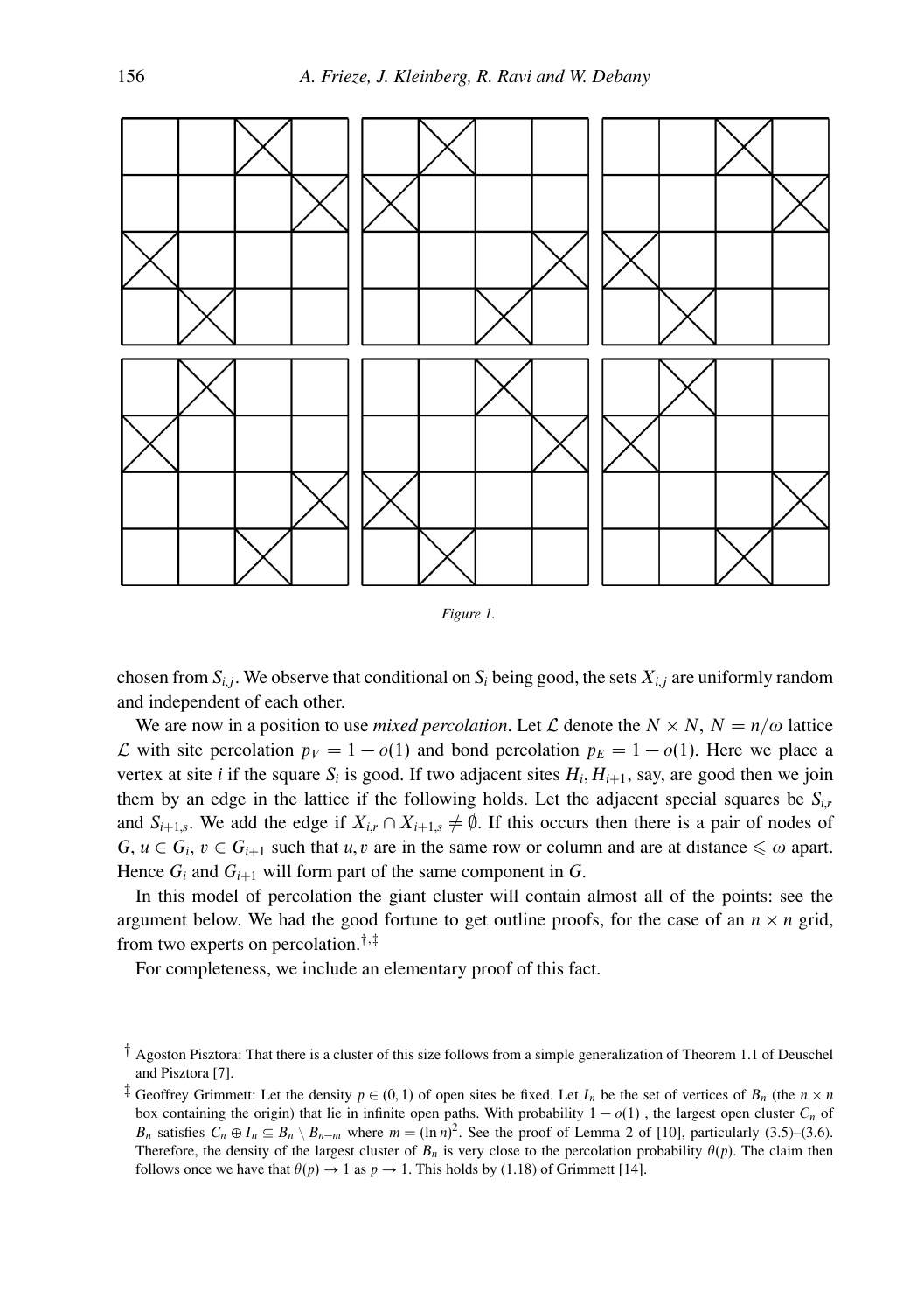Figure 1.

chosen from $S_{i,j}$. We observe that conditional on $S_i$ being good, the sets $X_{i,j}$ are uniformly random and independent of each other.

We are now in a position to use *mixed percolation*. Let $\mathcal{L}$ denote the $N \times N$, $N = n/\omega$ lattice $\mathcal{L}$ with site percolation $p_V = 1 - o(1)$ and bond percolation $p_E = 1 - o(1)$. Here we place a vertex at site $i$ if the square $S_i$ is good. If two adjacent sites $H_i, H_{i+1}$, say, are good then we join them by an edge in the lattice if the following holds. Let the adjacent special squares be $S_{i,r}$ and $S_{i+1,s}$. We add the edge if $X_{i,r} \cap X_{i+1,s} \neq \emptyset$. If this occurs then there is a pair of nodes of $G$, $u \in G_i$, $v \in G_{i+1}$ such that $u, v$ are in the same row or column and are at distance $\leqslant \omega$ apart. Hence $G_i$ and $G_{i+1}$ will form part of the same component in $G$.

In this model of percolation the giant cluster will contain almost all of the points: see the argument below. We had the good fortune to get outline proofs, for the case of an $n \times n$ grid, from two experts on percolation.[†,‡]

For completeness, we include an elementary proof of this fact.

[†] Agoston Pisztora: That there is a cluster of this size follows from a simple generalization of Theorem 1.1 of Deuschel and Pisztora [7].

[‡] Geoffrey Grimmett: Let the density $p \in (0, 1)$ of open sites be fixed. Let $I_n$ be the set of vertices of $B_n$ (the $n \times n$ box containing the origin) that lie in infinite open paths. With probability $1 - o(1)$, the largest open cluster $C_n$ of $B_n$ satisfies $C_n \oplus I_n \subseteq B_n \setminus B_{n-m}$ where $m = (\ln n)^2$. See the proof of Lemma 2 of [10], particularly (3.5)–(3.6). Therefore, the density of the largest cluster of $B_n$ is very close to the percolation probability $\theta(p)$. The claim then follows once we have that $\theta(p) \to 1$ as $p \to 1$. This holds by (1.18) of Grimmett [14].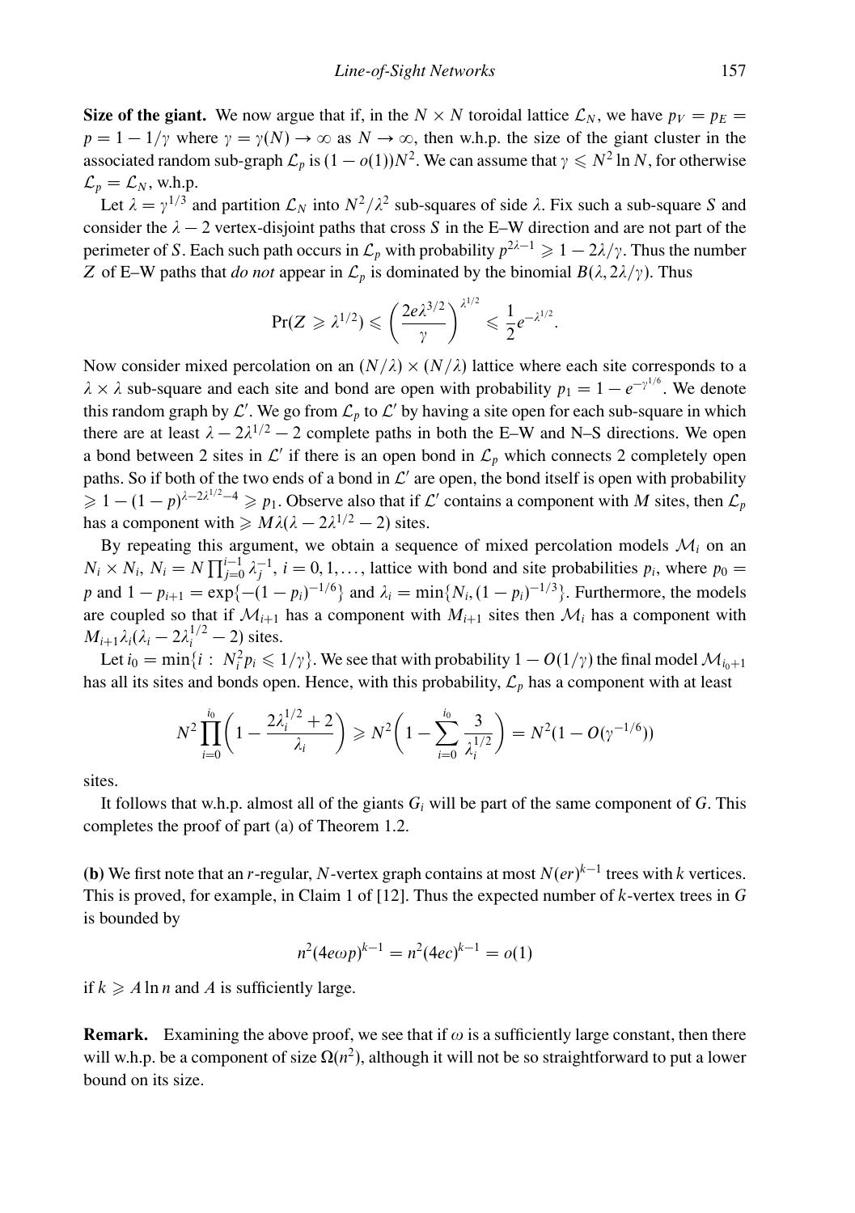**Size of the giant.** We now argue that if, in the $N \times N$ toroidal lattice $\mathcal{L}_N$, we have $p_V = p_E = p = 1 - 1/\gamma$ where $\gamma = \gamma(N) \to \infty$ as $N \to \infty$, then w.h.p. the size of the giant cluster in the associated random sub-graph $\mathcal{L}_p$ is $(1 - o(1))N^2$. We can assume that $\gamma \leqslant N^2 \ln N$, for otherwise $\mathcal{L}_p = \mathcal{L}_N$, w.h.p.

Let $\lambda = \gamma^{1/3}$ and partition $\mathcal{L}_N$ into $N^2/\lambda^2$ sub-squares of side $\lambda$. Fix such a sub-square $S$ and consider the $\lambda - 2$ vertex-disjoint paths that cross $S$ in the E–W direction and are not part of the perimeter of $S$. Each such path occurs in $\mathcal{L}_p$ with probability $p^{2\lambda-1} \geqslant 1 - 2\lambda/\gamma$. Thus the number $Z$ of E–W paths that *do not* appear in $\mathcal{L}_p$ is dominated by the binomial $B(\lambda, 2\lambda/\gamma)$. Thus

$$\Pr(Z \geqslant \lambda^{1/2}) \leqslant \left(\frac{2e\lambda^{3/2}}{\gamma}\right)^{\lambda^{1/2}} \leqslant \frac{1}{2}e^{-\lambda^{1/2}}.$$

Now consider mixed percolation on an $(N/\lambda) \times (N/\lambda)$ lattice where each site corresponds to a $\lambda \times \lambda$ sub-square and each site and bond are open with probability $p_1 = 1 - e^{-\gamma^{1/6}}$. We denote this random graph by $\mathcal{L}'$. We go from $\mathcal{L}_p$ to $\mathcal{L}'$ by having a site open for each sub-square in which there are at least $\lambda - 2\lambda^{1/2} - 2$ complete paths in both the E–W and N–S directions. We open a bond between 2 sites in $\mathcal{L}'$ if there is an open bond in $\mathcal{L}_p$ which connects 2 completely open paths. So if both of the two ends of a bond in $\mathcal{L}'$ are open, the bond itself is open with probability $\geqslant 1 - (1-p)^{\lambda - 2\lambda^{1/2} - 4} \geqslant p_1$. Observe also that if $\mathcal{L}'$ contains a component with $M$ sites, then $\mathcal{L}_p$ has a component with $\geqslant M\lambda(\lambda - 2\lambda^{1/2} - 2)$ sites.

By repeating this argument, we obtain a sequence of mixed percolation models $\mathcal{M}_i$ on an $N_i \times N_i$, $N_i = N \prod_{j=0}^{i-1} \lambda_j^{-1}$, $i = 0, 1, \ldots,$ lattice with bond and site probabilities $p_i$, where $p_0 = p$ and $1 - p_{i+1} = \exp\{-(1-p_i)^{-1/6}\}$ and $\lambda_i = \min\{N_i, (1-p_i)^{-1/3}\}$. Furthermore, the models are coupled so that if $\mathcal{M}_{i+1}$ has a component with $M_{i+1}$ sites then $\mathcal{M}_i$ has a component with $M_{i+1}\lambda_i(\lambda_i - 2\lambda_i^{1/2} - 2)$ sites.

Let $i_0 = \min\{i : N_i^2 p_i \leqslant 1/\gamma\}$. We see that with probability $1 - O(1/\gamma)$ the final model $\mathcal{M}_{i_0+1}$ has all its sites and bonds open. Hence, with this probability, $\mathcal{L}_p$ has a component with at least

$$N^2 \prod_{i=0}^{i_0} \left(1 - \frac{2\lambda_i^{1/2} + 2}{\lambda_i}\right) \geqslant N^2 \left(1 - \sum_{i=0}^{i_0} \frac{3}{\lambda_i^{1/2}}\right) = N^2(1 - O(\gamma^{-1/6}))$$

sites.

It follows that w.h.p. almost all of the giants $G_i$ will be part of the same component of $G$. This completes the proof of part (a) of Theorem 1.2.

**(b)** We first note that an $r$-regular, $N$-vertex graph contains at most $N(er)^{k-1}$ trees with $k$ vertices. This is proved, for example, in Claim 1 of [12]. Thus the expected number of $k$-vertex trees in $G$ is bounded by

$$n^2(4e\omega p)^{k-1} = n^2(4ec)^{k-1} = o(1)$$

if $k \geqslant A \ln n$ and $A$ is sufficiently large.

**Remark.** Examining the above proof, we see that if $\omega$ is a sufficiently large constant, then there will w.h.p. be a component of size $\Omega(n^2)$, although it will not be so straightforward to put a lower bound on its size.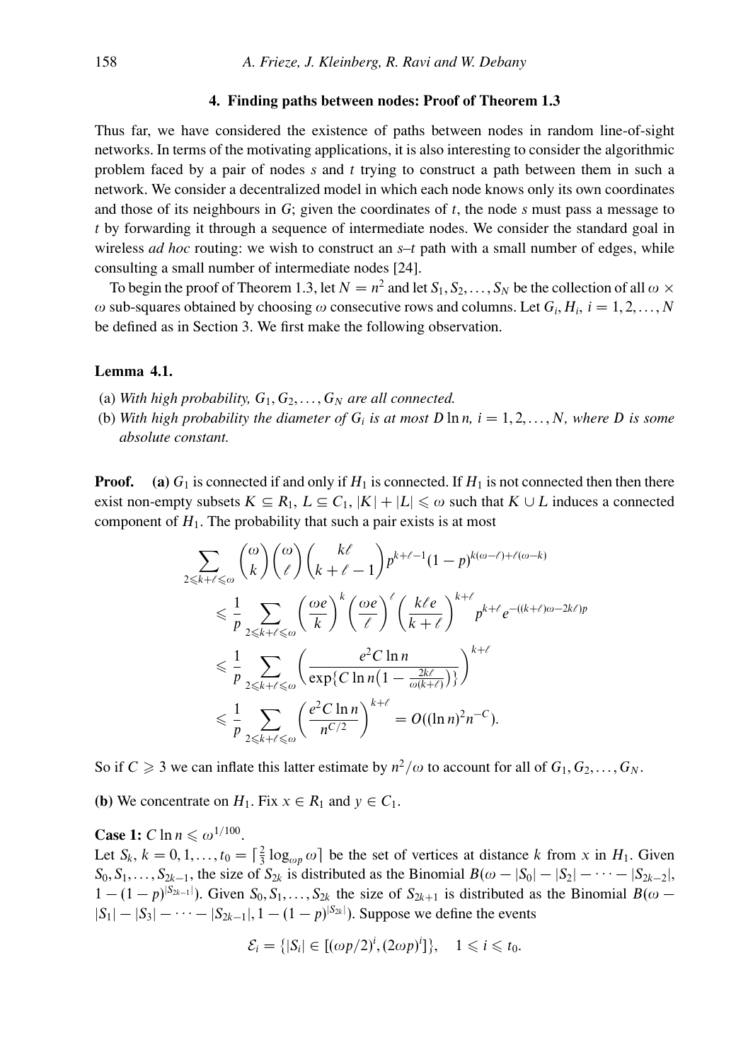## 4. Finding paths between nodes: Proof of Theorem 1.3

Thus far, we have considered the existence of paths between nodes in random line-of-sight networks. In terms of the motivating applications, it is also interesting to consider the algorithmic problem faced by a pair of nodes $s$ and $t$ trying to construct a path between them in such a network. We consider a decentralized model in which each node knows only its own coordinates and those of its neighbours in $G$; given the coordinates of $t$, the node $s$ must pass a message to $t$ by forwarding it through a sequence of intermediate nodes. We consider the standard goal in wireless *ad hoc* routing: we wish to construct an $s$–$t$ path with a small number of edges, while consulting a small number of intermediate nodes [24].

To begin the proof of Theorem 1.3, let $N = n^2$ and let $S_1, S_2, \ldots, S_N$ be the collection of all $\omega \times \omega$ sub-squares obtained by choosing $\omega$ consecutive rows and columns. Let $G_i, H_i$, $i = 1, 2, \ldots, N$ be defined as in Section 3. We first make the following observation.

**Lemma 4.1.**

(a) *With high probability, $G_1, G_2, \ldots, G_N$ are all connected.*

(b) *With high probability the diameter of $G_i$ is at most $D \ln n$, $i = 1, 2, \ldots, N$, where $D$ is some absolute constant.*

**Proof.** **(a)** $G_1$ is connected if and only if $H_1$ is connected. If $H_1$ is not connected then then there exist non-empty subsets $K \subseteq R_1$, $L \subseteq C_1$, $|K| + |L| \leqslant \omega$ such that $K \cup L$ induces a connected component of $H_1$. The probability that such a pair exists is at most

$$
\begin{aligned}
&\sum_{2 \leqslant k+\ell \leqslant \omega} \binom{\omega}{k}\binom{\omega}{\ell}\binom{k\ell}{k+\ell-1} p^{k+\ell-1}(1-p)^{k(\omega-\ell)+\ell(\omega-k)} \\
&\quad \leqslant \frac{1}{p} \sum_{2 \leqslant k+\ell \leqslant \omega} \left(\frac{\omega e}{k}\right)^k \left(\frac{\omega e}{\ell}\right)^\ell \left(\frac{k\ell e}{k+\ell}\right)^{k+\ell} p^{k+\ell} e^{-((k+\ell)\omega - 2k\ell)p} \\
&\quad \leqslant \frac{1}{p} \sum_{2 \leqslant k+\ell \leqslant \omega} \left(\frac{e^2 C \ln n}{\exp\{C \ln n\left(1 - \frac{2k\ell}{\omega(k+\ell)}\right)\}}\right)^{k+\ell} \\
&\quad \leqslant \frac{1}{p} \sum_{2 \leqslant k+\ell \leqslant \omega} \left(\frac{e^2 C \ln n}{n^{C/2}}\right)^{k+\ell} = O((\ln n)^2 n^{-C}).
\end{aligned}
$$

So if $C \geqslant 3$ we can inflate this latter estimate by $n^2/\omega$ to account for all of $G_1, G_2, \ldots, G_N$.

**(b)** We concentrate on $H_1$. Fix $x \in R_1$ and $y \in C_1$.

**Case 1:** $C \ln n \leqslant \omega^{1/100}$.

Let $S_k$, $k = 0, 1, \ldots, t_0 = \lceil \frac{2}{3} \log_{\omega p} \omega \rceil$ be the set of vertices at distance $k$ from $x$ in $H_1$. Given $S_0, S_1, \ldots, S_{2k-1}$, the size of $S_{2k}$ is distributed as the Binomial $B(\omega - |S_0| - |S_2| - \cdots - |S_{2k-2}|, 1 - (1-p)^{|S_{2k-1}|})$. Given $S_0, S_1, \ldots, S_{2k}$ the size of $S_{2k+1}$ is distributed as the Binomial $B(\omega - |S_1| - |S_3| - \cdots - |S_{2k-1}|, 1 - (1-p)^{|S_{2k}|})$. Suppose we define the events

$$
\mathcal{E}_i = \{|S_i| \in [(\omega p/2)^i, (2\omega p)^i]\}, \quad 1 \leqslant i \leqslant t_0.
$$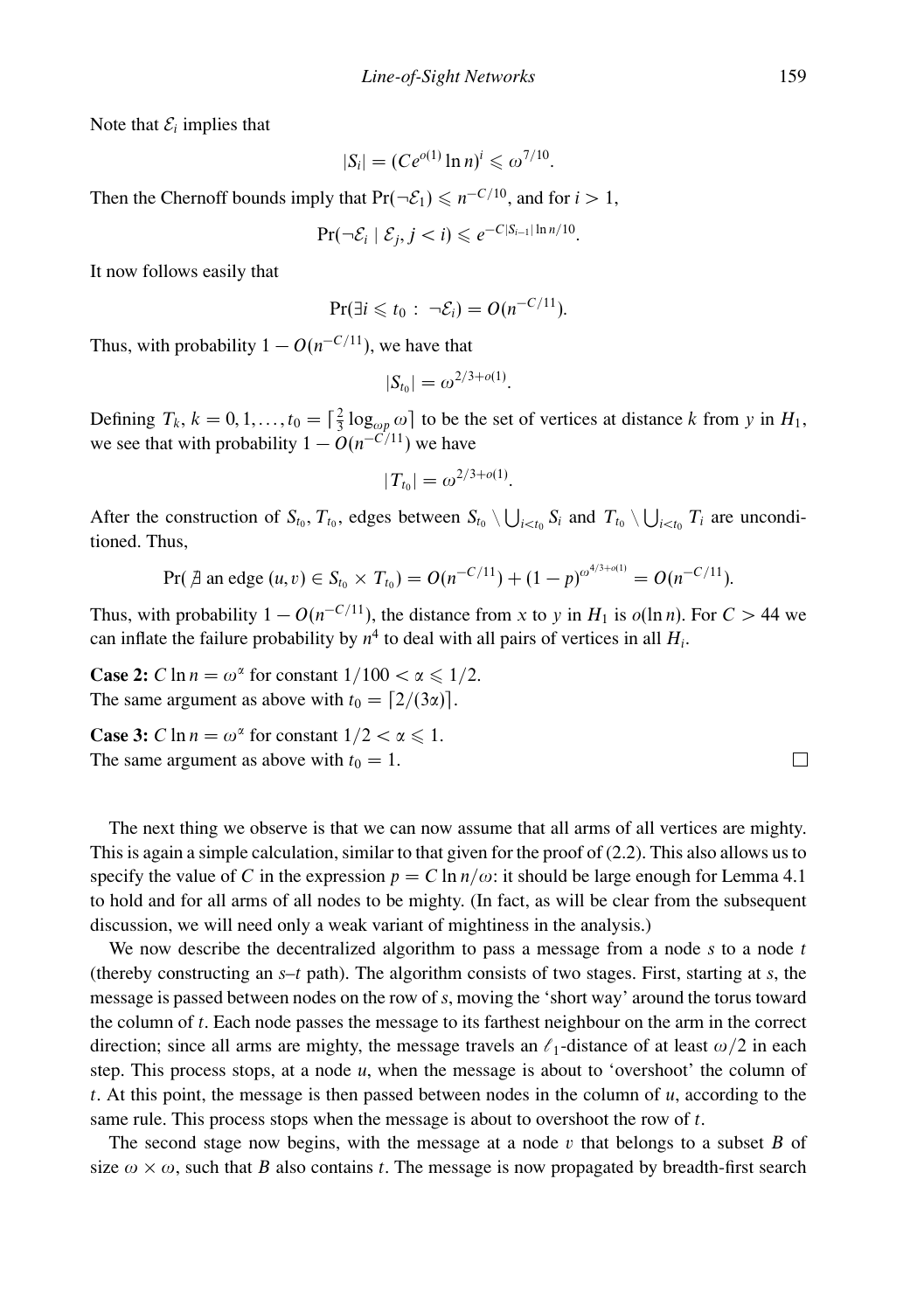Note that $\mathcal{E}_i$ implies that

$$|S_i| = (Ce^{o(1)} \ln n)^i \leqslant \omega^{7/10}.$$

Then the Chernoff bounds imply that $\Pr(\neg\mathcal{E}_1) \leqslant n^{-C/10}$, and for $i > 1$,

$$\Pr(\neg\mathcal{E}_i \mid \mathcal{E}_j, j < i) \leqslant e^{-C|S_{i-1}| \ln n/10}.$$

It now follows easily that

$$\Pr(\exists i \leqslant t_0 : \neg\mathcal{E}_i) = O(n^{-C/11}).$$

Thus, with probability $1 - O(n^{-C/11})$, we have that

$$|S_{t_0}| = \omega^{2/3+o(1)}.$$

Defining $T_k$, $k = 0, 1, \ldots, t_0 = \lceil \frac{2}{3} \log_{\omega p} \omega \rceil$ to be the set of vertices at distance $k$ from $y$ in $H_1$, we see that with probability $1 - O(n^{-C/11})$ we have

$$|T_{t_0}| = \omega^{2/3+o(1)}.$$

After the construction of $S_{t_0}, T_{t_0}$, edges between $S_{t_0} \setminus \bigcup_{i<t_0} S_i$ and $T_{t_0} \setminus \bigcup_{i<t_0} T_i$ are unconditioned. Thus,

$$\Pr(\nexists \text{ an edge } (u,v) \in S_{t_0} \times T_{t_0}) = O(n^{-C/11}) + (1-p)^{\omega^{4/3+o(1)}} = O(n^{-C/11}).$$

Thus, with probability $1 - O(n^{-C/11})$, the distance from $x$ to $y$ in $H_1$ is $o(\ln n)$. For $C > 44$ we can inflate the failure probability by $n^4$ to deal with all pairs of vertices in all $H_i$.

**Case 2:** $C \ln n = \omega^\alpha$ for constant $1/100 < \alpha \leqslant 1/2$.
The same argument as above with $t_0 = \lceil 2/(3\alpha) \rceil$.

**Case 3:** $C \ln n = \omega^\alpha$ for constant $1/2 < \alpha \leqslant 1$.
The same argument as above with $t_0 = 1$. □

The next thing we observe is that we can now assume that all arms of all vertices are mighty. This is again a simple calculation, similar to that given for the proof of (2.2). This also allows us to specify the value of $C$ in the expression $p = C \ln n/\omega$: it should be large enough for Lemma 4.1 to hold and for all arms of all nodes to be mighty. (In fact, as will be clear from the subsequent discussion, we will need only a weak variant of mightiness in the analysis.)

We now describe the decentralized algorithm to pass a message from a node $s$ to a node $t$ (thereby constructing an $s$–$t$ path). The algorithm consists of two stages. First, starting at $s$, the message is passed between nodes on the row of $s$, moving the 'short way' around the torus toward the column of $t$. Each node passes the message to its farthest neighbour on the arm in the correct direction; since all arms are mighty, the message travels an $\ell_1$-distance of at least $\omega/2$ in each step. This process stops, at a node $u$, when the message is about to 'overshoot' the column of $t$. At this point, the message is then passed between nodes in the column of $u$, according to the same rule. This process stops when the message is about to overshoot the row of $t$.

The second stage now begins, with the message at a node $v$ that belongs to a subset $B$ of size $\omega \times \omega$, such that $B$ also contains $t$. The message is now propagated by breadth-first search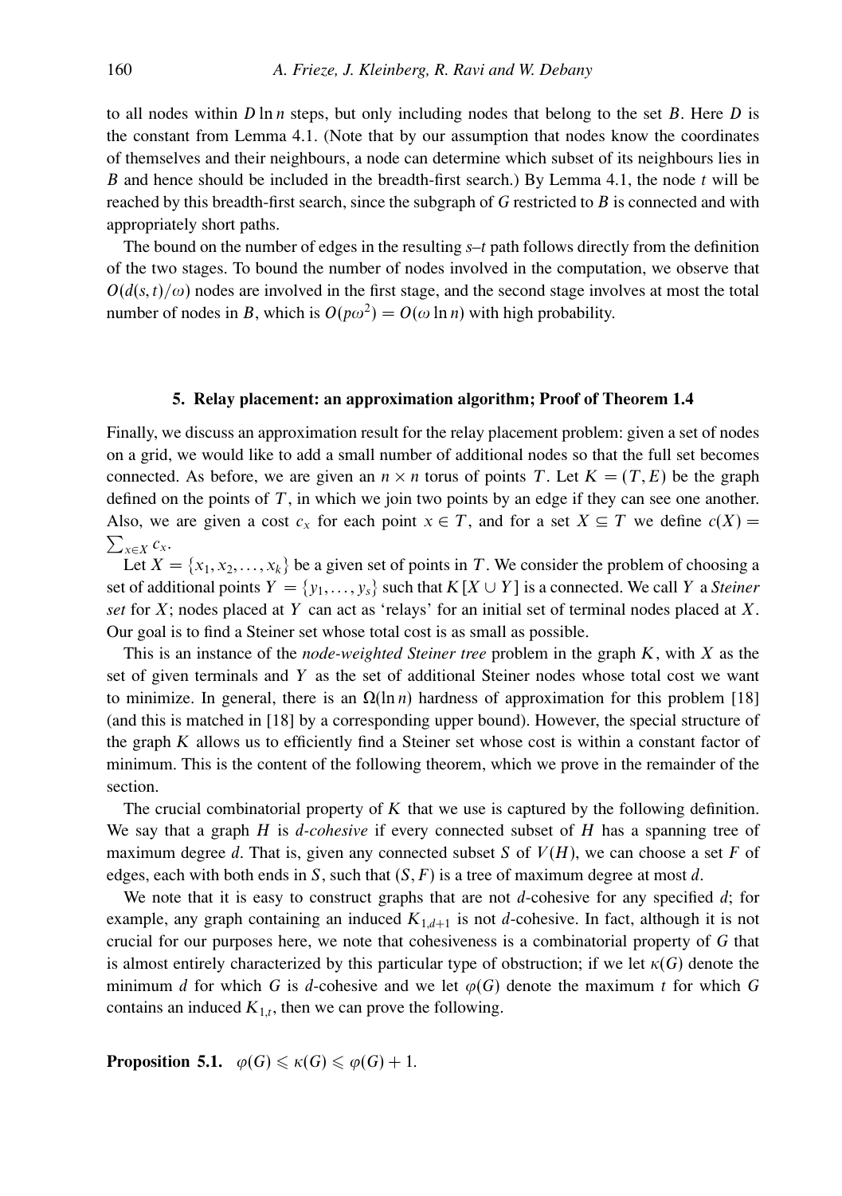to all nodes within $D \ln n$ steps, but only including nodes that belong to the set $B$. Here $D$ is the constant from Lemma 4.1. (Note that by our assumption that nodes know the coordinates of themselves and their neighbours, a node can determine which subset of its neighbours lies in $B$ and hence should be included in the breadth-first search.) By Lemma 4.1, the node $t$ will be reached by this breadth-first search, since the subgraph of $G$ restricted to $B$ is connected and with appropriately short paths.

The bound on the number of edges in the resulting $s$–$t$ path follows directly from the definition of the two stages. To bound the number of nodes involved in the computation, we observe that $O(d(s,t)/\omega)$ nodes are involved in the first stage, and the second stage involves at most the total number of nodes in $B$, which is $O(p\omega^2) = O(\omega \ln n)$ with high probability.

## 5. Relay placement: an approximation algorithm; Proof of Theorem 1.4

Finally, we discuss an approximation result for the relay placement problem: given a set of nodes on a grid, we would like to add a small number of additional nodes so that the full set becomes connected. As before, we are given an $n \times n$ torus of points $T$. Let $K = (T, E)$ be the graph defined on the points of $T$, in which we join two points by an edge if they can see one another. Also, we are given a cost $c_x$ for each point $x \in T$, and for a set $X \subseteq T$ we define $c(X) = \sum_{x \in X} c_x$.

Let $X = \{x_1, x_2, \ldots, x_k\}$ be a given set of points in $T$. We consider the problem of choosing a set of additional points $Y = \{y_1, \ldots, y_s\}$ such that $K[X \cup Y]$ is a connected. We call $Y$ a *Steiner set* for $X$; nodes placed at $Y$ can act as 'relays' for an initial set of terminal nodes placed at $X$. Our goal is to find a Steiner set whose total cost is as small as possible.

This is an instance of the *node-weighted Steiner tree* problem in the graph $K$, with $X$ as the set of given terminals and $Y$ as the set of additional Steiner nodes whose total cost we want to minimize. In general, there is an $\Omega(\ln n)$ hardness of approximation for this problem [18] (and this is matched in [18] by a corresponding upper bound). However, the special structure of the graph $K$ allows us to efficiently find a Steiner set whose cost is within a constant factor of minimum. This is the content of the following theorem, which we prove in the remainder of the section.

The crucial combinatorial property of $K$ that we use is captured by the following definition. We say that a graph $H$ is *$d$-cohesive* if every connected subset of $H$ has a spanning tree of maximum degree $d$. That is, given any connected subset $S$ of $V(H)$, we can choose a set $F$ of edges, each with both ends in $S$, such that $(S, F)$ is a tree of maximum degree at most $d$.

We note that it is easy to construct graphs that are not $d$-cohesive for any specified $d$; for example, any graph containing an induced $K_{1,d+1}$ is not $d$-cohesive. In fact, although it is not crucial for our purposes here, we note that cohesiveness is a combinatorial property of $G$ that is almost entirely characterized by this particular type of obstruction; if we let $\kappa(G)$ denote the minimum $d$ for which $G$ is $d$-cohesive and we let $\varphi(G)$ denote the maximum $t$ for which $G$ contains an induced $K_{1,t}$, then we can prove the following.

**Proposition 5.1.** $\varphi(G) \leqslant \kappa(G) \leqslant \varphi(G) + 1$.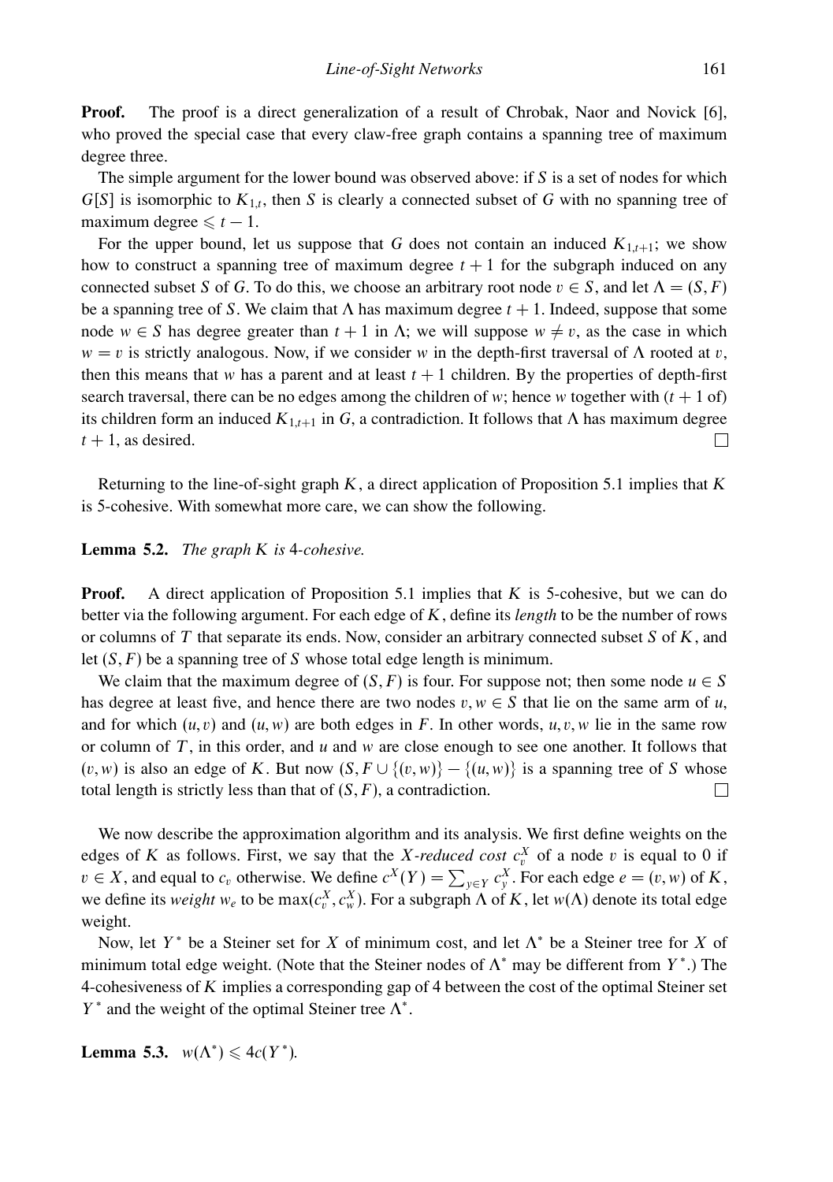**Proof.** The proof is a direct generalization of a result of Chrobak, Naor and Novick [6], who proved the special case that every claw-free graph contains a spanning tree of maximum degree three.

The simple argument for the lower bound was observed above: if $S$ is a set of nodes for which $G[S]$ is isomorphic to $K_{1,t}$, then $S$ is clearly a connected subset of $G$ with no spanning tree of maximum degree $\leqslant t-1$.

For the upper bound, let us suppose that $G$ does not contain an induced $K_{1,t+1}$; we show how to construct a spanning tree of maximum degree $t+1$ for the subgraph induced on any connected subset $S$ of $G$. To do this, we choose an arbitrary root node $v \in S$, and let $\Lambda = (S, F)$ be a spanning tree of $S$. We claim that $\Lambda$ has maximum degree $t+1$. Indeed, suppose that some node $w \in S$ has degree greater than $t+1$ in $\Lambda$; we will suppose $w \neq v$, as the case in which $w = v$ is strictly analogous. Now, if we consider $w$ in the depth-first traversal of $\Lambda$ rooted at $v$, then this means that $w$ has a parent and at least $t+1$ children. By the properties of depth-first search traversal, there can be no edges among the children of $w$; hence $w$ together with ($t+1$ of) its children form an induced $K_{1,t+1}$ in $G$, a contradiction. It follows that $\Lambda$ has maximum degree $t+1$, as desired. □

Returning to the line-of-sight graph $K$, a direct application of Proposition 5.1 implies that $K$ is 5-cohesive. With somewhat more care, we can show the following.

**Lemma 5.2.** *The graph $K$ is* 4*-cohesive.*

**Proof.** A direct application of Proposition 5.1 implies that $K$ is 5-cohesive, but we can do better via the following argument. For each edge of $K$, define its *length* to be the number of rows or columns of $T$ that separate its ends. Now, consider an arbitrary connected subset $S$ of $K$, and let $(S, F)$ be a spanning tree of $S$ whose total edge length is minimum.

We claim that the maximum degree of $(S, F)$ is four. For suppose not; then some node $u \in S$ has degree at least five, and hence there are two nodes $v, w \in S$ that lie on the same arm of $u$, and for which $(u, v)$ and $(u, w)$ are both edges in $F$. In other words, $u, v, w$ lie in the same row or column of $T$, in this order, and $u$ and $w$ are close enough to see one another. It follows that $(v, w)$ is also an edge of $K$. But now $(S, F \cup \{(v, w)\} - \{(u, w)\}$ is a spanning tree of $S$ whose total length is strictly less than that of $(S, F)$, a contradiction. □

We now describe the approximation algorithm and its analysis. We first define weights on the edges of $K$ as follows. First, we say that the *$X$-reduced cost* $c_v^X$ of a node $v$ is equal to 0 if $v \in X$, and equal to $c_v$ otherwise. We define $c^X(Y) = \sum_{y \in Y} c_y^X$. For each edge $e = (v, w)$ of $K$, we define its *weight* $w_e$ to be $\max(c_v^X, c_w^X)$. For a subgraph $\Lambda$ of $K$, let $w(\Lambda)$ denote its total edge weight.

Now, let $Y^*$ be a Steiner set for $X$ of minimum cost, and let $\Lambda^*$ be a Steiner tree for $X$ of minimum total edge weight. (Note that the Steiner nodes of $\Lambda^*$ may be different from $Y^*$.) The 4-cohesiveness of $K$ implies a corresponding gap of 4 between the cost of the optimal Steiner set $Y^*$ and the weight of the optimal Steiner tree $\Lambda^*$.

**Lemma 5.3.** $w(\Lambda^*) \leqslant 4c(Y^*)$.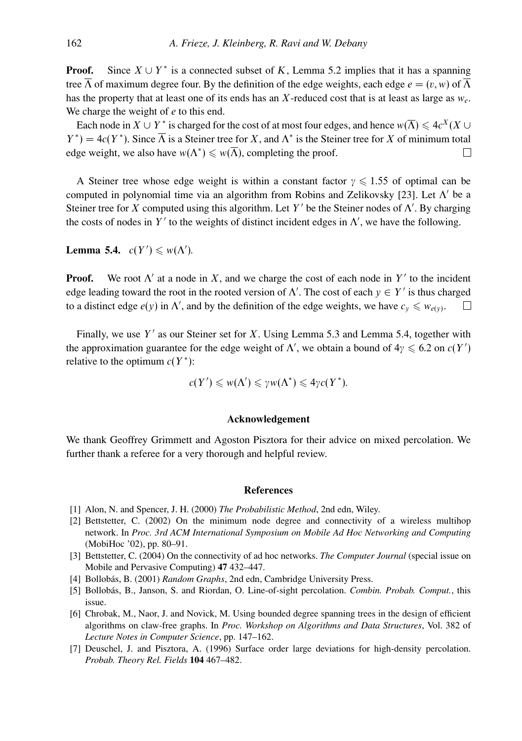**Proof.** Since $X \cup Y^*$ is a connected subset of $K$, Lemma 5.2 implies that it has a spanning tree $\overline{\Lambda}$ of maximum degree four. By the definition of the edge weights, each edge $e = (v, w)$ of $\overline{\Lambda}$ has the property that at least one of its ends has an $X$-reduced cost that is at least as large as $w_e$. We charge the weight of $e$ to this end.

Each node in $X \cup Y^*$ is charged for the cost of at most four edges, and hence $w(\overline{\Lambda}) \leqslant 4c^X(X \cup Y^*) = 4c(Y^*)$. Since $\overline{\Lambda}$ is a Steiner tree for $X$, and $\Lambda^*$ is the Steiner tree for $X$ of minimum total edge weight, we also have $w(\Lambda^*) \leqslant w(\overline{\Lambda})$, completing the proof. □

A Steiner tree whose edge weight is within a constant factor $\gamma \leqslant 1.55$ of optimal can be computed in polynomial time via an algorithm from Robins and Zelikovsky [23]. Let $\Lambda'$ be a Steiner tree for $X$ computed using this algorithm. Let $Y'$ be the Steiner nodes of $\Lambda'$. By charging the costs of nodes in $Y'$ to the weights of distinct incident edges in $\Lambda'$, we have the following.

**Lemma 5.4.** $c(Y') \leqslant w(\Lambda')$.

**Proof.** We root $\Lambda'$ at a node in $X$, and we charge the cost of each node in $Y'$ to the incident edge leading toward the root in the rooted version of $\Lambda'$. The cost of each $y \in Y'$ is thus charged to a distinct edge $e(y)$ in $\Lambda'$, and by the definition of the edge weights, we have $c_y \leqslant w_{e(y)}$. □

Finally, we use $Y'$ as our Steiner set for $X$. Using Lemma 5.3 and Lemma 5.4, together with the approximation guarantee for the edge weight of $\Lambda'$, we obtain a bound of $4\gamma \leqslant 6.2$ on $c(Y')$ relative to the optimum $c(Y^*)$:

$$c(Y') \leqslant w(\Lambda') \leqslant \gamma w(\Lambda^*) \leqslant 4\gamma c(Y^*).$$

## Acknowledgement

We thank Geoffrey Grimmett and Agoston Pisztora for their advice on mixed percolation. We further thank a referee for a very thorough and helpful review.

## References

[1] Alon, N. and Spencer, J. H. (2000) *The Probabilistic Method*, 2nd edn, Wiley.

[2] Bettstetter, C. (2002) On the minimum node degree and connectivity of a wireless multihop network. In *Proc. 3rd ACM International Symposium on Mobile Ad Hoc Networking and Computing* (MobiHoc '02), pp. 80–91.

[3] Bettstetter, C. (2004) On the connectivity of ad hoc networks. *The Computer Journal* (special issue on Mobile and Pervasive Computing) **47** 432–447.

[4] Bollobás, B. (2001) *Random Graphs*, 2nd edn, Cambridge University Press.

[5] Bollobás, B., Janson, S. and Riordan, O. Line-of-sight percolation. *Combin. Probab. Comput.*, this issue.

[6] Chrobak, M., Naor, J. and Novick, M. Using bounded degree spanning trees in the design of efficient algorithms on claw-free graphs. In *Proc. Workshop on Algorithms and Data Structures*, Vol. 382 of *Lecture Notes in Computer Science*, pp. 147–162.

[7] Deuschel, J. and Pisztora, A. (1996) Surface order large deviations for high-density percolation. *Probab. Theory Rel. Fields* **104** 467–482.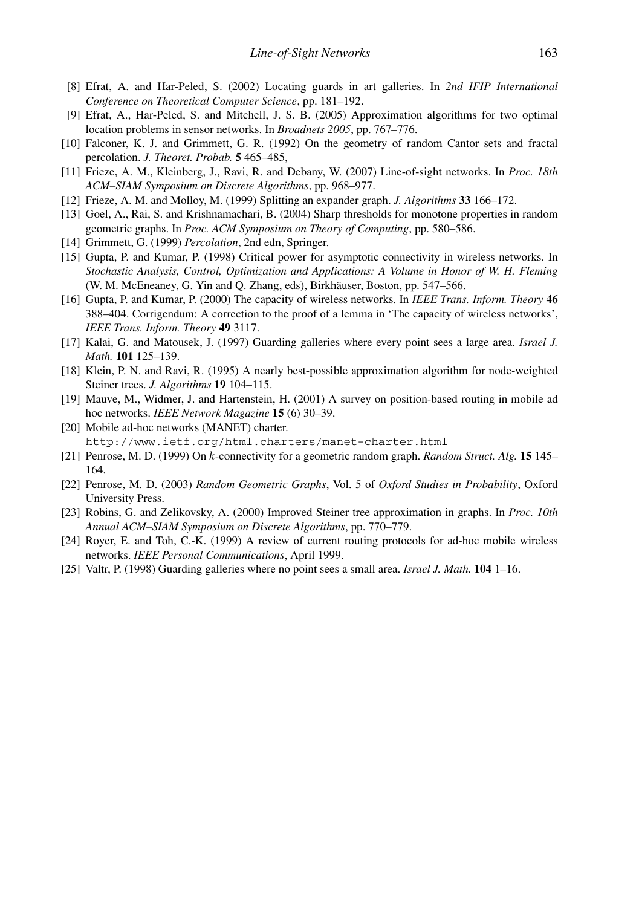[8] Efrat, A. and Har-Peled, S. (2002) Locating guards in art galleries. In *2nd IFIP International Conference on Theoretical Computer Science*, pp. 181–192.

[9] Efrat, A., Har-Peled, S. and Mitchell, J. S. B. (2005) Approximation algorithms for two optimal location problems in sensor networks. In *Broadnets 2005*, pp. 767–776.

[10] Falconer, K. J. and Grimmett, G. R. (1992) On the geometry of random Cantor sets and fractal percolation. *J. Theoret. Probab.* **5** 465–485,

[11] Frieze, A. M., Kleinberg, J., Ravi, R. and Debany, W. (2007) Line-of-sight networks. In *Proc. 18th ACM–SIAM Symposium on Discrete Algorithms*, pp. 968–977.

[12] Frieze, A. M. and Molloy, M. (1999) Splitting an expander graph. *J. Algorithms* **33** 166–172.

[13] Goel, A., Rai, S. and Krishnamachari, B. (2004) Sharp thresholds for monotone properties in random geometric graphs. In *Proc. ACM Symposium on Theory of Computing*, pp. 580–586.

[14] Grimmett, G. (1999) *Percolation*, 2nd edn, Springer.

[15] Gupta, P. and Kumar, P. (1998) Critical power for asymptotic connectivity in wireless networks. In *Stochastic Analysis, Control, Optimization and Applications: A Volume in Honor of W. H. Fleming* (W. M. McEneaney, G. Yin and Q. Zhang, eds), Birkhäuser, Boston, pp. 547–566.

[16] Gupta, P. and Kumar, P. (2000) The capacity of wireless networks. In *IEEE Trans. Inform. Theory* **46** 388–404. Corrigendum: A correction to the proof of a lemma in 'The capacity of wireless networks', *IEEE Trans. Inform. Theory* **49** 3117.

[17] Kalai, G. and Matousek, J. (1997) Guarding galleries where every point sees a large area. *Israel J. Math.* **101** 125–139.

[18] Klein, P. N. and Ravi, R. (1995) A nearly best-possible approximation algorithm for node-weighted Steiner trees. *J. Algorithms* **19** 104–115.

[19] Mauve, M., Widmer, J. and Hartenstein, H. (2001) A survey on position-based routing in mobile ad hoc networks. *IEEE Network Magazine* **15** (6) 30–39.

[20] Mobile ad-hoc networks (MANET) charter.
`http://www.ietf.org/html.charters/manet-charter.html`

[21] Penrose, M. D. (1999) On $k$-connectivity for a geometric random graph. *Random Struct. Alg.* **15** 145–164.

[22] Penrose, M. D. (2003) *Random Geometric Graphs*, Vol. 5 of *Oxford Studies in Probability*, Oxford University Press.

[23] Robins, G. and Zelikovsky, A. (2000) Improved Steiner tree approximation in graphs. In *Proc. 10th Annual ACM–SIAM Symposium on Discrete Algorithms*, pp. 770–779.

[24] Royer, E. and Toh, C.-K. (1999) A review of current routing protocols for ad-hoc mobile wireless networks. *IEEE Personal Communications*, April 1999.

[25] Valtr, P. (1998) Guarding galleries where no point sees a small area. *Israel J. Math.* **104** 1–16.